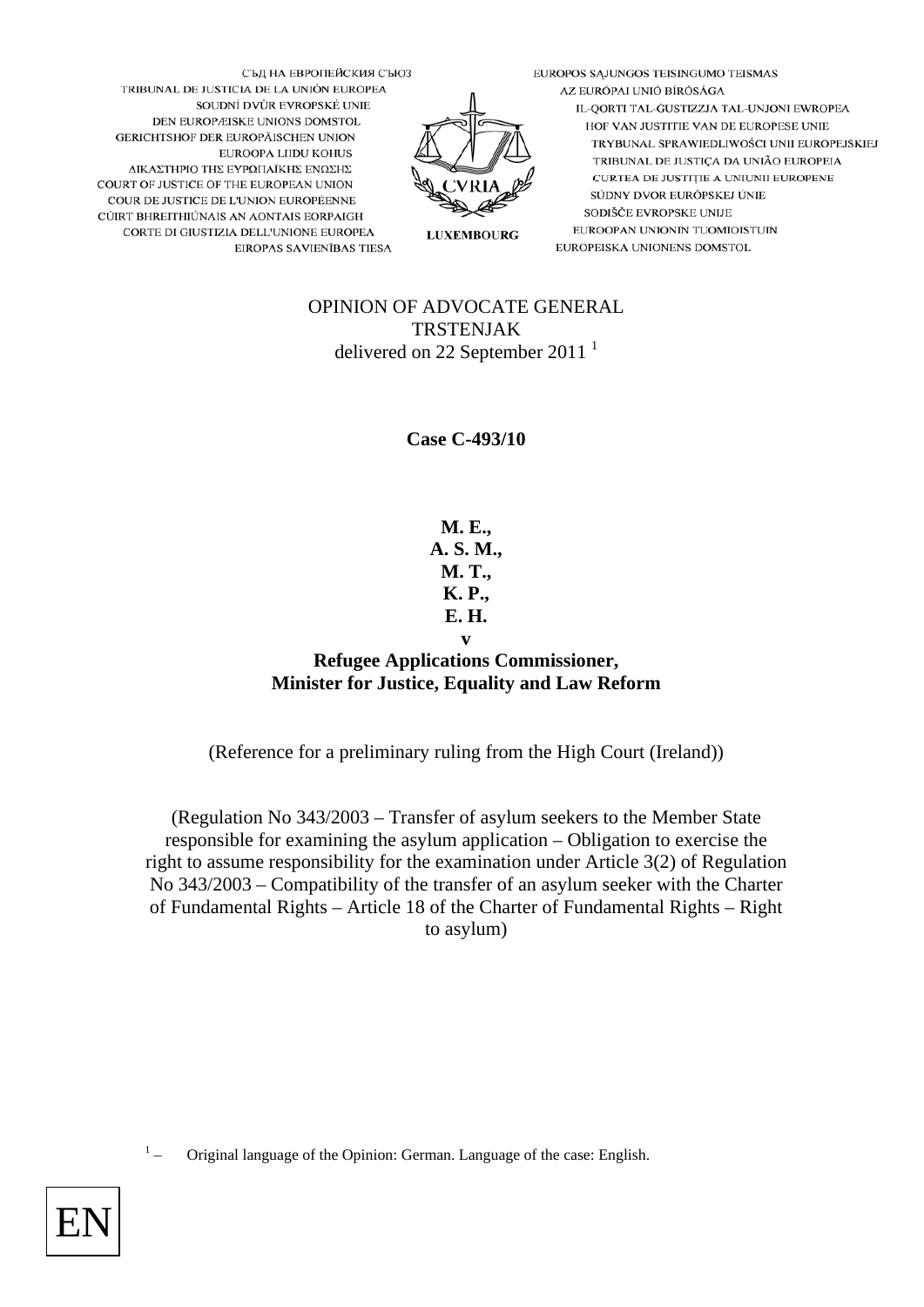СЪД НА ЕВРОПЕЙСКИЯ СЪЮЗ
TRIBUNAL DE JUSTICIA DE LA UNIÓN EUROPEA
SOUDNÍ DVŮR EVROPSKÉ UNIE
DEN EUROPÆISKE UNIONS DOMSTOL
GERICHTSHOF DER EUROPÄISCHEN UNION
EUROOPA LIIDU KOHUS
ΔΙΚΑΣΤΗΡΙΟ ΤΗΣ ΕΥΡΩΠΑΪΚΗΣ ΕΝΩΣΗΣ
COURT OF JUSTICE OF THE EUROPEAN UNION
COUR DE JUSTICE DE L'UNION EUROPÉENNE
CÚIRT BHREITHIÚNAIS AN AONTAIS EORPAIGH
CORTE DI GIUSTIZIA DELL'UNIONE EUROPEA
EIROPAS SAVIENĪBAS TIESA

CVRIA
LUXEMBOURG

EUROPOS SĄJUNGOS TEISINGUMO TEISMAS
AZ EURÓPAI UNIÓ BÍRÓSÁGA
IL-QORTI TAL-ĠUSTIZZJA TAL-UNJONI EWROPEA
HOF VAN JUSTITIE VAN DE EUROPESE UNIE
TRYBUNAŁ SPRAWIEDLIWOŚCI UNII EUROPEJSKIEJ
TRIBUNAL DE JUSTIÇA DA UNIÃO EUROPEIA
CURTEA DE JUSTIȚIE A UNIUNII EUROPENE
SÚDNY DVOR EURÓPSKEJ ÚNIE
SODIŠČE EVROPSKE UNIJE
EUROOPAN UNIONIN TUOMIOISTUIN
EUROPEISKA UNIONENS DOMSTOL

OPINION OF ADVOCATE GENERAL
TRSTENJAK
delivered on 22 September 2011 [1]

**Case C-493/10**

**M. E.,**
**A. S. M.,**
**M. T.,**
**K. P.,**
**E. H.**
**v**
**Refugee Applications Commissioner,**
**Minister for Justice, Equality and Law Reform**

(Reference for a preliminary ruling from the High Court (Ireland))

(Regulation No 343/2003 – Transfer of asylum seekers to the Member State responsible for examining the asylum application – Obligation to exercise the right to assume responsibility for the examination under Article 3(2) of Regulation No 343/2003 – Compatibility of the transfer of an asylum seeker with the Charter of Fundamental Rights – Article 18 of the Charter of Fundamental Rights – Right to asylum)

[1] – Original language of the Opinion: German. Language of the case: English.

EN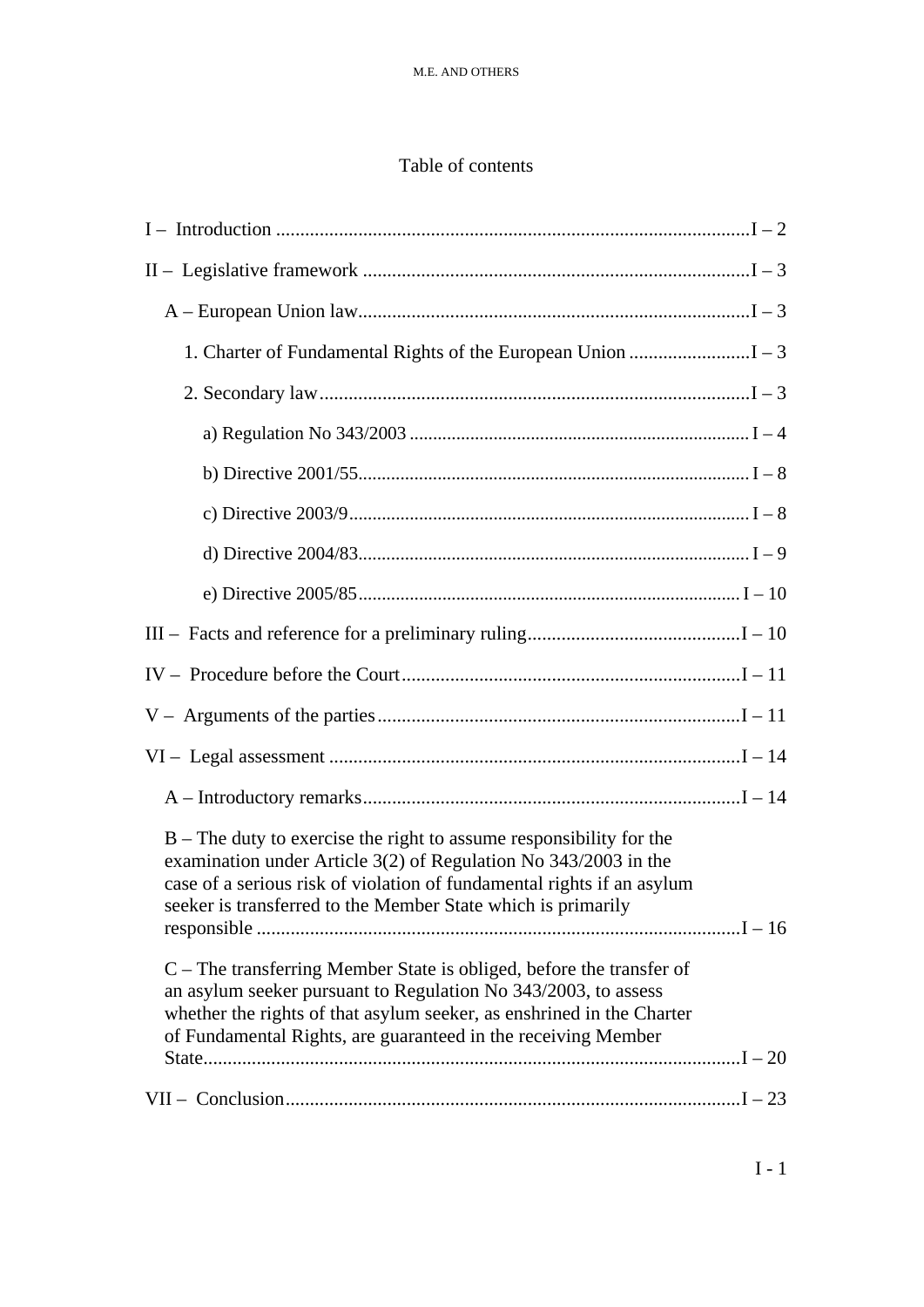## Table of contents

I – Introduction ........................................................................................I – 2

II – Legislative framework ...............................................................................I – 3

A – European Union law.................................................................................I – 3

1. Charter of Fundamental Rights of the European Union .........................I – 3

2. Secondary law.........................................................................................I – 3

a) Regulation No 343/2003 ........................................................................I – 4

b) Directive 2001/55...................................................................................I – 8

c) Directive 2003/9.....................................................................................I – 8

d) Directive 2004/83...................................................................................I – 9

e) Directive 2005/85.................................................................................I – 10

III – Facts and reference for a preliminary ruling............................................I – 10

IV – Procedure before the Court.......................................................................I – 11

V – Arguments of the parties...........................................................................I – 11

VI – Legal assessment .....................................................................................I – 14

A – Introductory remarks..............................................................................I – 14

B – The duty to exercise the right to assume responsibility for the examination under Article 3(2) of Regulation No 343/2003 in the case of a serious risk of violation of fundamental rights if an asylum seeker is transferred to the Member State which is primarily responsible ....................................................................................I – 16

C – The transferring Member State is obliged, before the transfer of an asylum seeker pursuant to Regulation No 343/2003, to assess whether the rights of that asylum seeker, as enshrined in the Charter of Fundamental Rights, are guaranteed in the receiving Member State..............................................................................................I – 20

VII – Conclusion..............................................................................................I – 23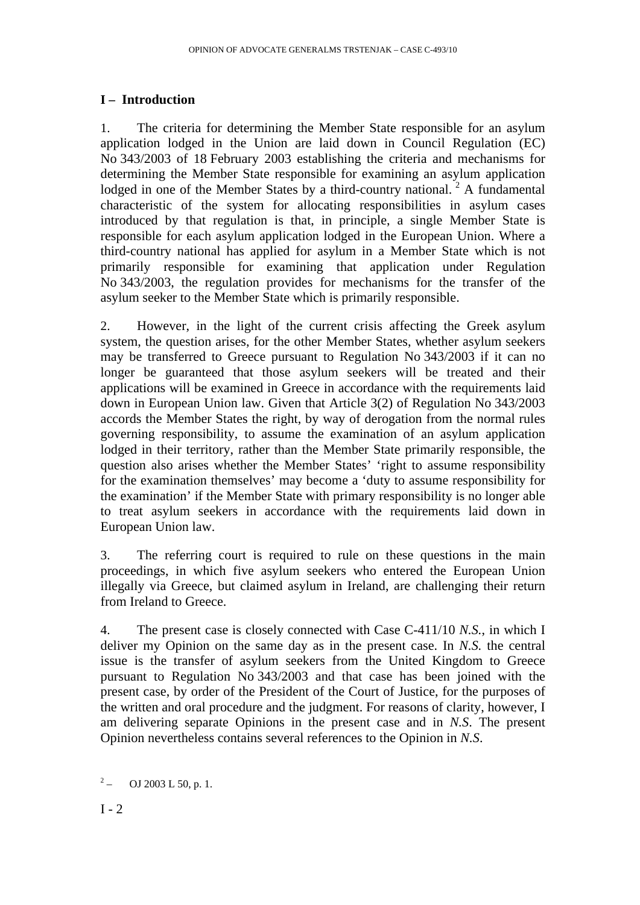## I – Introduction

1. The criteria for determining the Member State responsible for an asylum application lodged in the Union are laid down in Council Regulation (EC) No 343/2003 of 18 February 2003 establishing the criteria and mechanisms for determining the Member State responsible for examining an asylum application lodged in one of the Member States by a third-country national. [2] A fundamental characteristic of the system for allocating responsibilities in asylum cases introduced by that regulation is that, in principle, a single Member State is responsible for each asylum application lodged in the European Union. Where a third-country national has applied for asylum in a Member State which is not primarily responsible for examining that application under Regulation No 343/2003, the regulation provides for mechanisms for the transfer of the asylum seeker to the Member State which is primarily responsible.

2. However, in the light of the current crisis affecting the Greek asylum system, the question arises, for the other Member States, whether asylum seekers may be transferred to Greece pursuant to Regulation No 343/2003 if it can no longer be guaranteed that those asylum seekers will be treated and their applications will be examined in Greece in accordance with the requirements laid down in European Union law. Given that Article 3(2) of Regulation No 343/2003 accords the Member States the right, by way of derogation from the normal rules governing responsibility, to assume the examination of an asylum application lodged in their territory, rather than the Member State primarily responsible, the question also arises whether the Member States' 'right to assume responsibility for the examination themselves' may become a 'duty to assume responsibility for the examination' if the Member State with primary responsibility is no longer able to treat asylum seekers in accordance with the requirements laid down in European Union law.

3. The referring court is required to rule on these questions in the main proceedings, in which five asylum seekers who entered the European Union illegally via Greece, but claimed asylum in Ireland, are challenging their return from Ireland to Greece.

4. The present case is closely connected with Case C-411/10 *N.S.*, in which I deliver my Opinion on the same day as in the present case. In *N.S.* the central issue is the transfer of asylum seekers from the United Kingdom to Greece pursuant to Regulation No 343/2003 and that case has been joined with the present case, by order of the President of the Court of Justice, for the purposes of the written and oral procedure and the judgment. For reasons of clarity, however, I am delivering separate Opinions in the present case and in *N.S.* The present Opinion nevertheless contains several references to the Opinion in *N.S.*

[2] – OJ 2003 L 50, p. 1.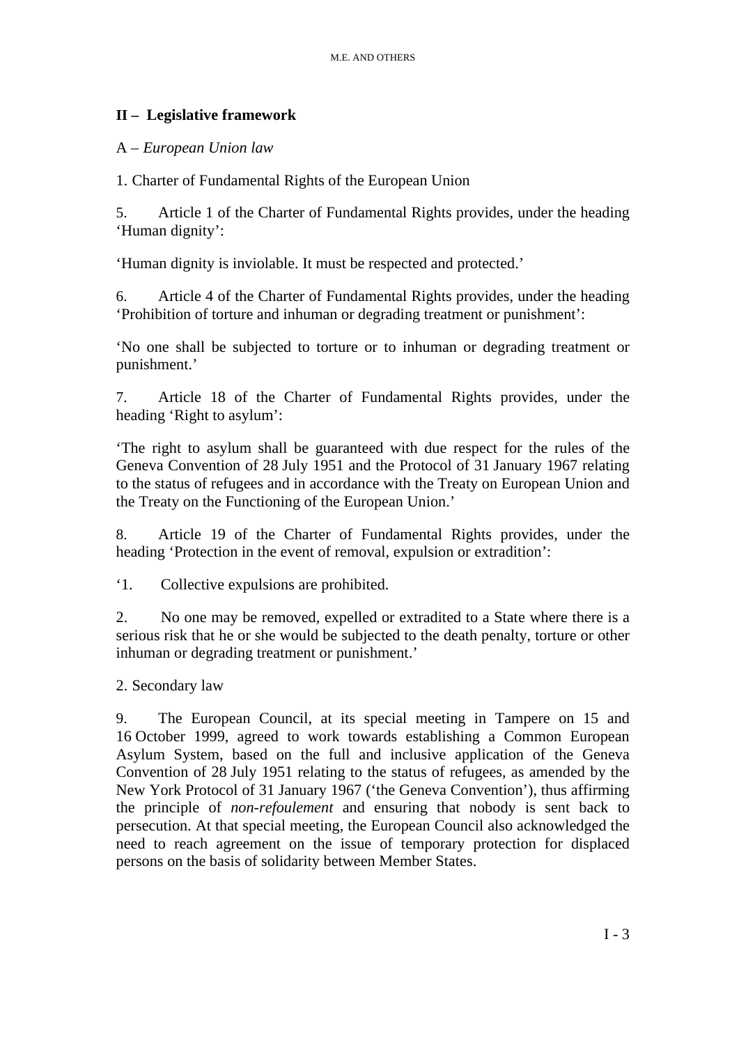## II – Legislative framework

A – *European Union law*

1. Charter of Fundamental Rights of the European Union

5. Article 1 of the Charter of Fundamental Rights provides, under the heading 'Human dignity':

'Human dignity is inviolable. It must be respected and protected.'

6. Article 4 of the Charter of Fundamental Rights provides, under the heading 'Prohibition of torture and inhuman or degrading treatment or punishment':

'No one shall be subjected to torture or to inhuman or degrading treatment or punishment.'

7. Article 18 of the Charter of Fundamental Rights provides, under the heading 'Right to asylum':

'The right to asylum shall be guaranteed with due respect for the rules of the Geneva Convention of 28 July 1951 and the Protocol of 31 January 1967 relating to the status of refugees and in accordance with the Treaty on European Union and the Treaty on the Functioning of the European Union.'

8. Article 19 of the Charter of Fundamental Rights provides, under the heading 'Protection in the event of removal, expulsion or extradition':

'1. Collective expulsions are prohibited.

2. No one may be removed, expelled or extradited to a State where there is a serious risk that he or she would be subjected to the death penalty, torture or other inhuman or degrading treatment or punishment.'

2. Secondary law

9. The European Council, at its special meeting in Tampere on 15 and 16 October 1999, agreed to work towards establishing a Common European Asylum System, based on the full and inclusive application of the Geneva Convention of 28 July 1951 relating to the status of refugees, as amended by the New York Protocol of 31 January 1967 ('the Geneva Convention'), thus affirming the principle of *non-refoulement* and ensuring that nobody is sent back to persecution. At that special meeting, the European Council also acknowledged the need to reach agreement on the issue of temporary protection for displaced persons on the basis of solidarity between Member States.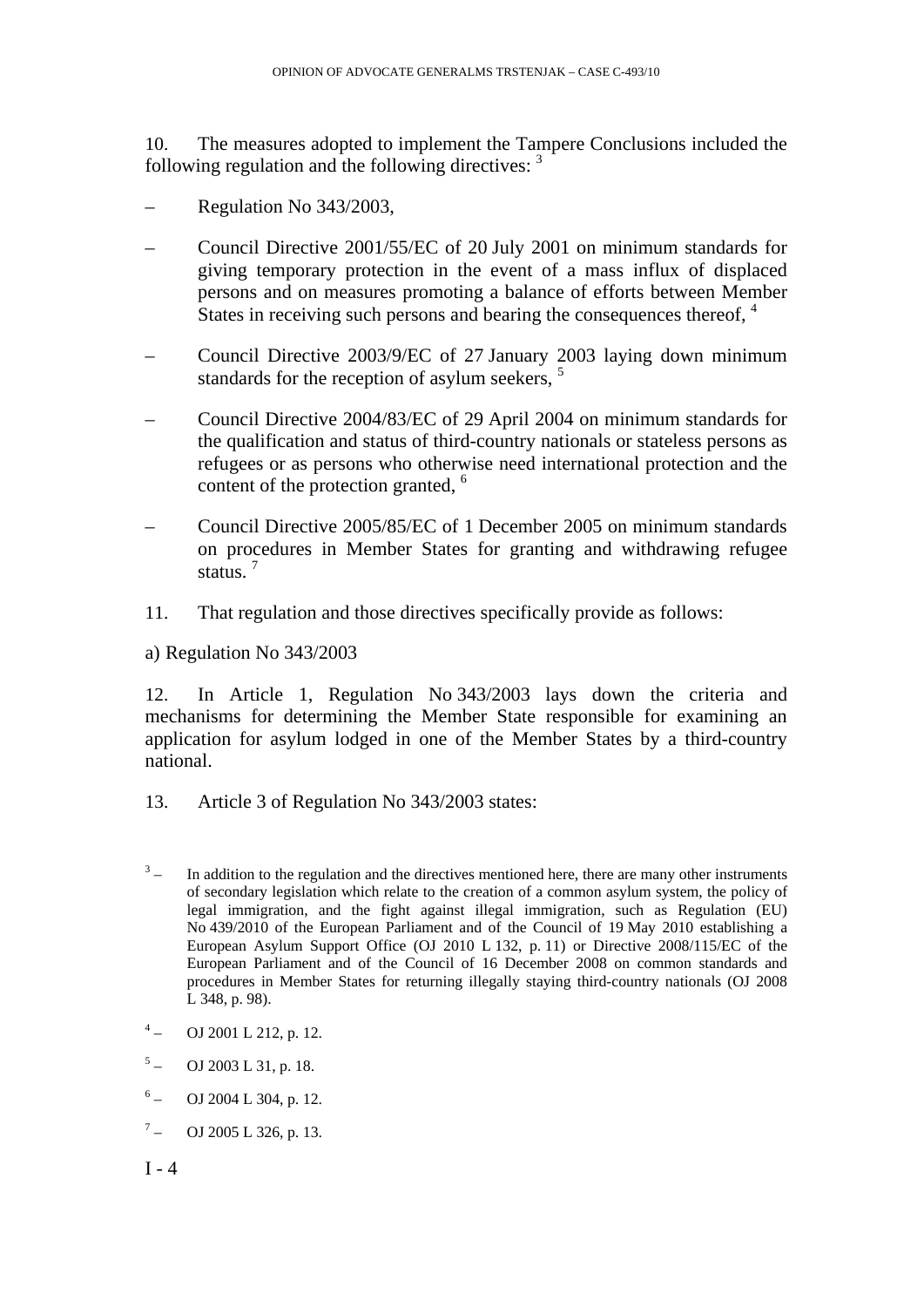10. The measures adopted to implement the Tampere Conclusions included the following regulation and the following directives: [3]

– Regulation No 343/2003,

– Council Directive 2001/55/EC of 20 July 2001 on minimum standards for giving temporary protection in the event of a mass influx of displaced persons and on measures promoting a balance of efforts between Member States in receiving such persons and bearing the consequences thereof, [4]

– Council Directive 2003/9/EC of 27 January 2003 laying down minimum standards for the reception of asylum seekers, [5]

– Council Directive 2004/83/EC of 29 April 2004 on minimum standards for the qualification and status of third-country nationals or stateless persons as refugees or as persons who otherwise need international protection and the content of the protection granted, [6]

– Council Directive 2005/85/EC of 1 December 2005 on minimum standards on procedures in Member States for granting and withdrawing refugee status. [7]

11. That regulation and those directives specifically provide as follows:

a) Regulation No 343/2003

12. In Article 1, Regulation No 343/2003 lays down the criteria and mechanisms for determining the Member State responsible for examining an application for asylum lodged in one of the Member States by a third-country national.

13. Article 3 of Regulation No 343/2003 states:

[3] – In addition to the regulation and the directives mentioned here, there are many other instruments of secondary legislation which relate to the creation of a common asylum system, the policy of legal immigration, and the fight against illegal immigration, such as Regulation (EU) No 439/2010 of the European Parliament and of the Council of 19 May 2010 establishing a European Asylum Support Office (OJ 2010 L 132, p. 11) or Directive 2008/115/EC of the European Parliament and of the Council of 16 December 2008 on common standards and procedures in Member States for returning illegally staying third-country nationals (OJ 2008 L 348, p. 98).

[4] – OJ 2001 L 212, p. 12.

[5] – OJ 2003 L 31, p. 18.

[6] – OJ 2004 L 304, p. 12.

[7] – OJ 2005 L 326, p. 13.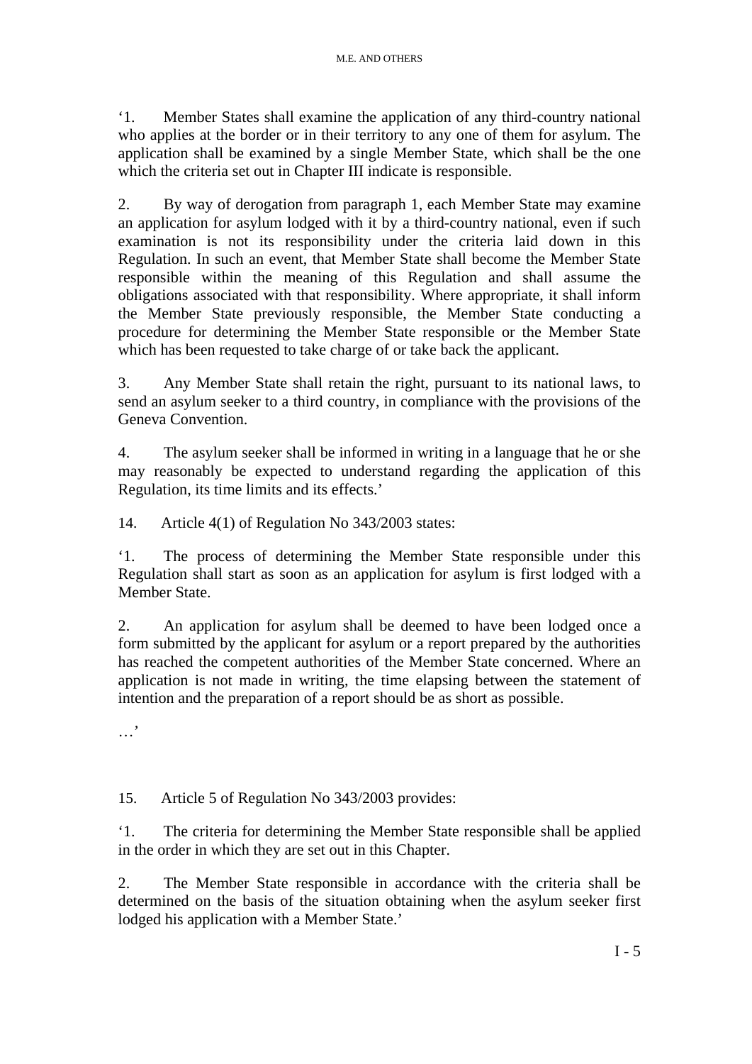'1. Member States shall examine the application of any third-country national who applies at the border or in their territory to any one of them for asylum. The application shall be examined by a single Member State, which shall be the one which the criteria set out in Chapter III indicate is responsible.

2. By way of derogation from paragraph 1, each Member State may examine an application for asylum lodged with it by a third-country national, even if such examination is not its responsibility under the criteria laid down in this Regulation. In such an event, that Member State shall become the Member State responsible within the meaning of this Regulation and shall assume the obligations associated with that responsibility. Where appropriate, it shall inform the Member State previously responsible, the Member State conducting a procedure for determining the Member State responsible or the Member State which has been requested to take charge of or take back the applicant.

3. Any Member State shall retain the right, pursuant to its national laws, to send an asylum seeker to a third country, in compliance with the provisions of the Geneva Convention.

4. The asylum seeker shall be informed in writing in a language that he or she may reasonably be expected to understand regarding the application of this Regulation, its time limits and its effects.'

14. Article 4(1) of Regulation No 343/2003 states:

'1. The process of determining the Member State responsible under this Regulation shall start as soon as an application for asylum is first lodged with a Member State.

2. An application for asylum shall be deemed to have been lodged once a form submitted by the applicant for asylum or a report prepared by the authorities has reached the competent authorities of the Member State concerned. Where an application is not made in writing, the time elapsing between the statement of intention and the preparation of a report should be as short as possible.

…'

15. Article 5 of Regulation No 343/2003 provides:

'1. The criteria for determining the Member State responsible shall be applied in the order in which they are set out in this Chapter.

2. The Member State responsible in accordance with the criteria shall be determined on the basis of the situation obtaining when the asylum seeker first lodged his application with a Member State.'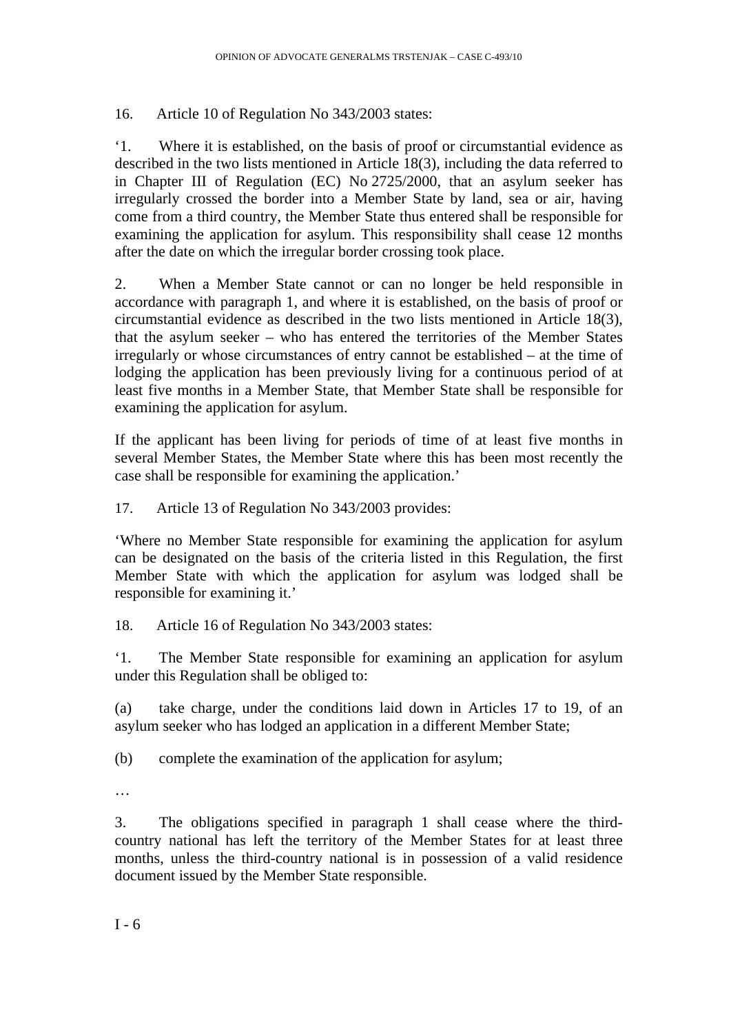16. Article 10 of Regulation No 343/2003 states:

'1. Where it is established, on the basis of proof or circumstantial evidence as described in the two lists mentioned in Article 18(3), including the data referred to in Chapter III of Regulation (EC) No 2725/2000, that an asylum seeker has irregularly crossed the border into a Member State by land, sea or air, having come from a third country, the Member State thus entered shall be responsible for examining the application for asylum. This responsibility shall cease 12 months after the date on which the irregular border crossing took place.

2. When a Member State cannot or can no longer be held responsible in accordance with paragraph 1, and where it is established, on the basis of proof or circumstantial evidence as described in the two lists mentioned in Article 18(3), that the asylum seeker – who has entered the territories of the Member States irregularly or whose circumstances of entry cannot be established – at the time of lodging the application has been previously living for a continuous period of at least five months in a Member State, that Member State shall be responsible for examining the application for asylum.

If the applicant has been living for periods of time of at least five months in several Member States, the Member State where this has been most recently the case shall be responsible for examining the application.'

17. Article 13 of Regulation No 343/2003 provides:

'Where no Member State responsible for examining the application for asylum can be designated on the basis of the criteria listed in this Regulation, the first Member State with which the application for asylum was lodged shall be responsible for examining it.'

18. Article 16 of Regulation No 343/2003 states:

'1. The Member State responsible for examining an application for asylum under this Regulation shall be obliged to:

(a) take charge, under the conditions laid down in Articles 17 to 19, of an asylum seeker who has lodged an application in a different Member State;

(b) complete the examination of the application for asylum;

…

3. The obligations specified in paragraph 1 shall cease where the third-country national has left the territory of the Member States for at least three months, unless the third-country national is in possession of a valid residence document issued by the Member State responsible.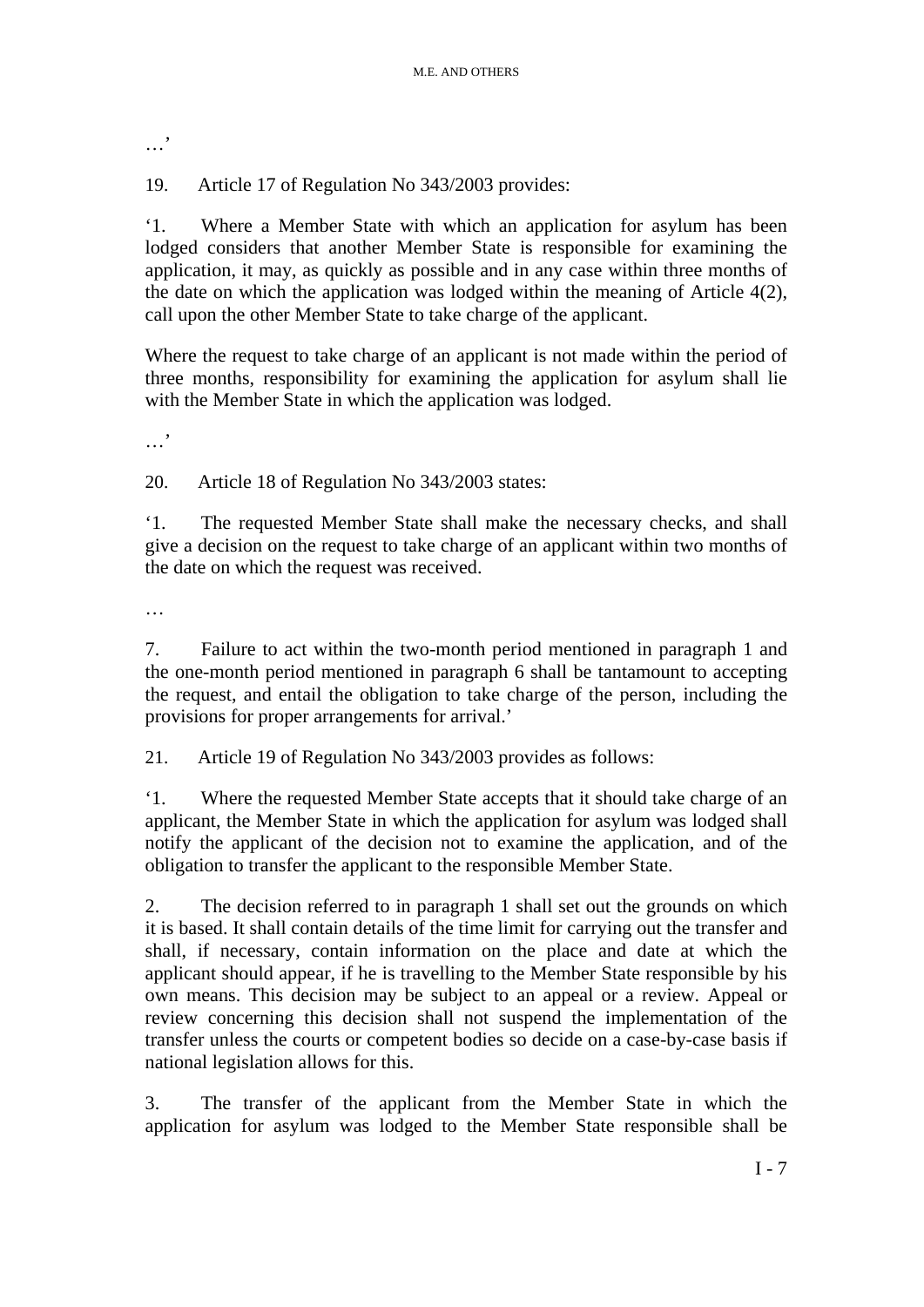…’

19. Article 17 of Regulation No 343/2003 provides:

‘1. Where a Member State with which an application for asylum has been lodged considers that another Member State is responsible for examining the application, it may, as quickly as possible and in any case within three months of the date on which the application was lodged within the meaning of Article 4(2), call upon the other Member State to take charge of the applicant.

Where the request to take charge of an applicant is not made within the period of three months, responsibility for examining the application for asylum shall lie with the Member State in which the application was lodged.

…’

20. Article 18 of Regulation No 343/2003 states:

‘1. The requested Member State shall make the necessary checks, and shall give a decision on the request to take charge of an applicant within two months of the date on which the request was received.

…

7. Failure to act within the two-month period mentioned in paragraph 1 and the one-month period mentioned in paragraph 6 shall be tantamount to accepting the request, and entail the obligation to take charge of the person, including the provisions for proper arrangements for arrival.’

21. Article 19 of Regulation No 343/2003 provides as follows:

‘1. Where the requested Member State accepts that it should take charge of an applicant, the Member State in which the application for asylum was lodged shall notify the applicant of the decision not to examine the application, and of the obligation to transfer the applicant to the responsible Member State.

2. The decision referred to in paragraph 1 shall set out the grounds on which it is based. It shall contain details of the time limit for carrying out the transfer and shall, if necessary, contain information on the place and date at which the applicant should appear, if he is travelling to the Member State responsible by his own means. This decision may be subject to an appeal or a review. Appeal or review concerning this decision shall not suspend the implementation of the transfer unless the courts or competent bodies so decide on a case-by-case basis if national legislation allows for this.

3. The transfer of the applicant from the Member State in which the application for asylum was lodged to the Member State responsible shall be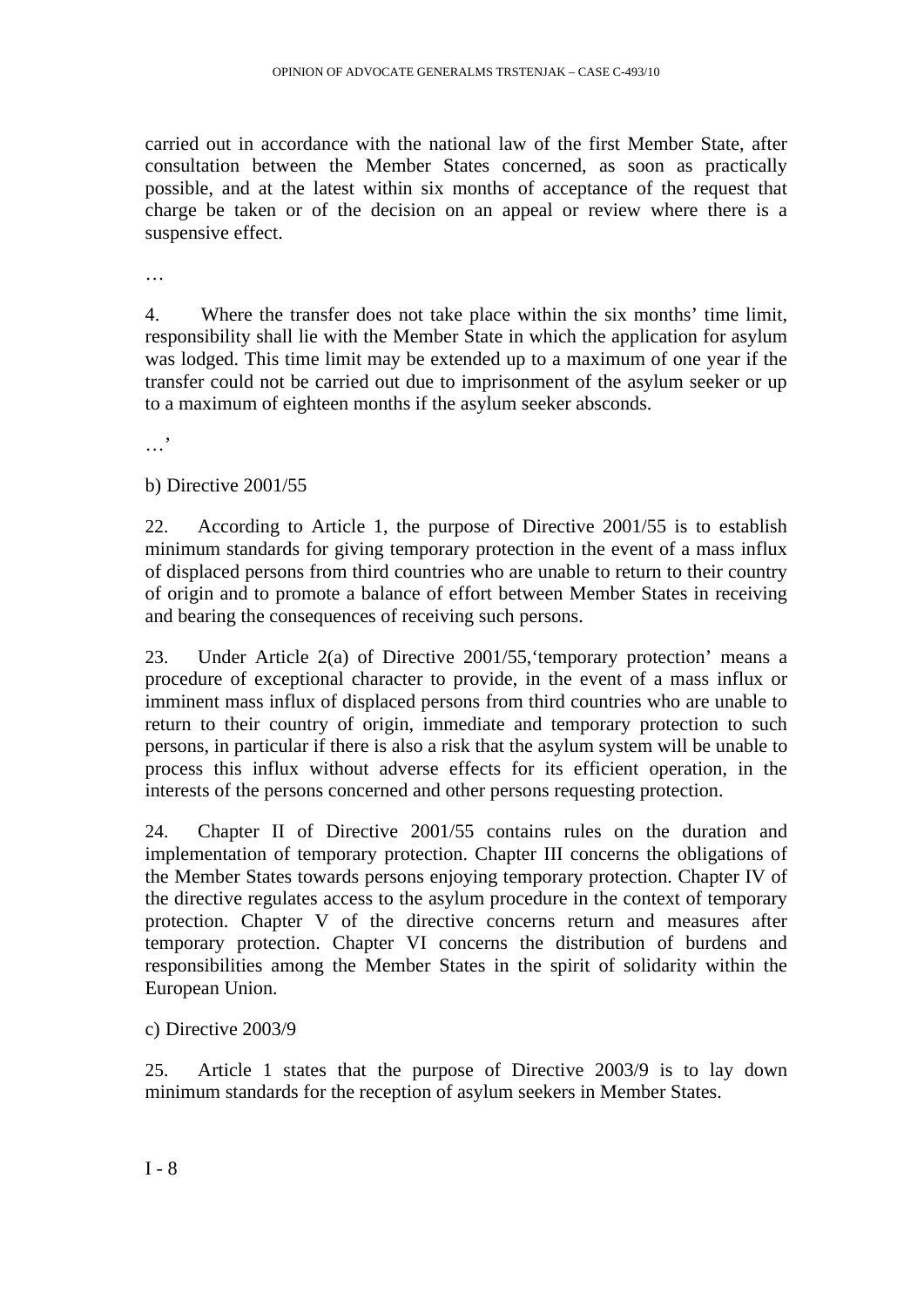carried out in accordance with the national law of the first Member State, after consultation between the Member States concerned, as soon as practically possible, and at the latest within six months of acceptance of the request that charge be taken or of the decision on an appeal or review where there is a suspensive effect.

…

4. Where the transfer does not take place within the six months' time limit, responsibility shall lie with the Member State in which the application for asylum was lodged. This time limit may be extended up to a maximum of one year if the transfer could not be carried out due to imprisonment of the asylum seeker or up to a maximum of eighteen months if the asylum seeker absconds.

…'

b) Directive 2001/55

22. According to Article 1, the purpose of Directive 2001/55 is to establish minimum standards for giving temporary protection in the event of a mass influx of displaced persons from third countries who are unable to return to their country of origin and to promote a balance of effort between Member States in receiving and bearing the consequences of receiving such persons.

23. Under Article 2(a) of Directive 2001/55, 'temporary protection' means a procedure of exceptional character to provide, in the event of a mass influx or imminent mass influx of displaced persons from third countries who are unable to return to their country of origin, immediate and temporary protection to such persons, in particular if there is also a risk that the asylum system will be unable to process this influx without adverse effects for its efficient operation, in the interests of the persons concerned and other persons requesting protection.

24. Chapter II of Directive 2001/55 contains rules on the duration and implementation of temporary protection. Chapter III concerns the obligations of the Member States towards persons enjoying temporary protection. Chapter IV of the directive regulates access to the asylum procedure in the context of temporary protection. Chapter V of the directive concerns return and measures after temporary protection. Chapter VI concerns the distribution of burdens and responsibilities among the Member States in the spirit of solidarity within the European Union.

c) Directive 2003/9

25. Article 1 states that the purpose of Directive 2003/9 is to lay down minimum standards for the reception of asylum seekers in Member States.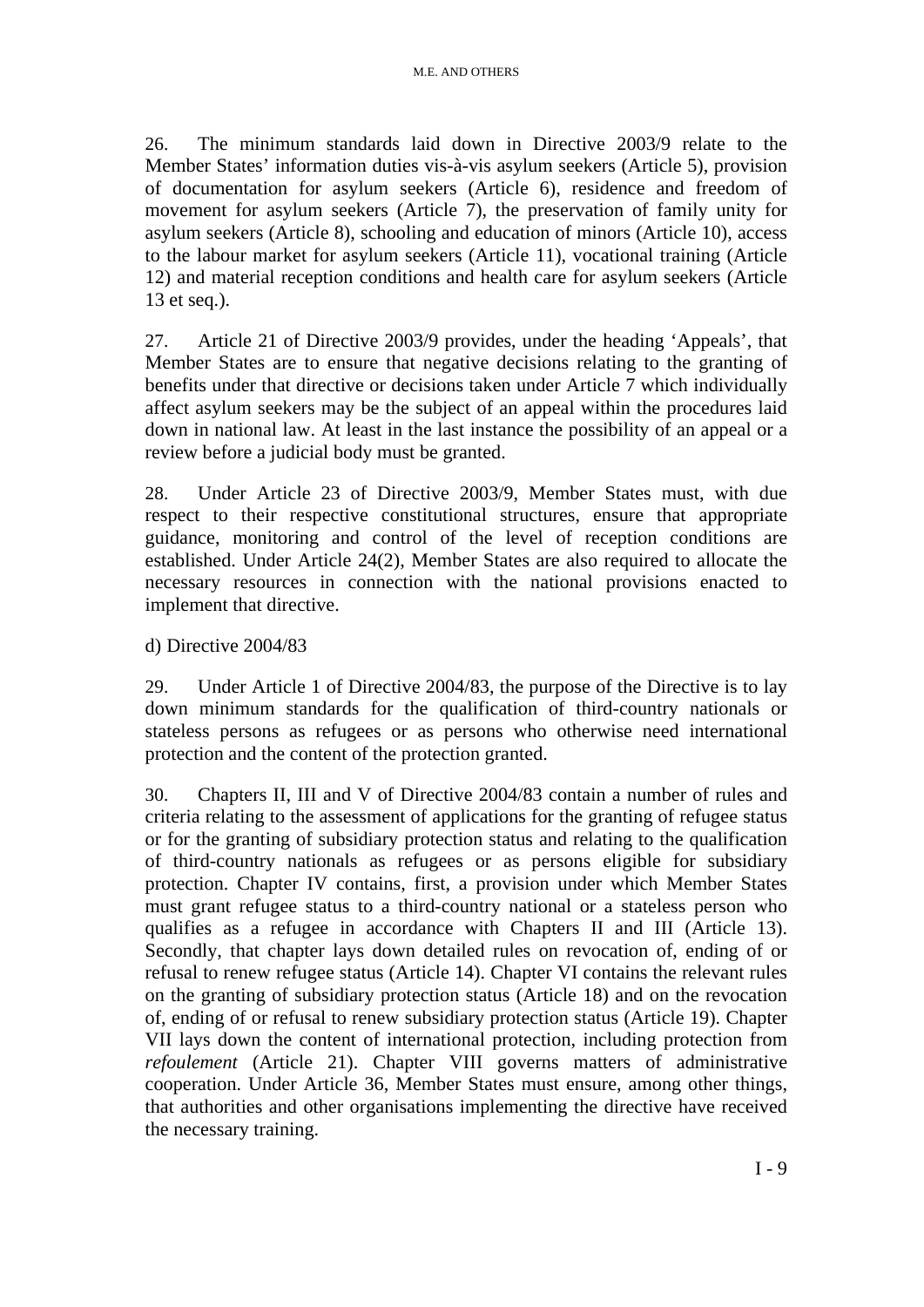26. The minimum standards laid down in Directive 2003/9 relate to the Member States' information duties vis-à-vis asylum seekers (Article 5), provision of documentation for asylum seekers (Article 6), residence and freedom of movement for asylum seekers (Article 7), the preservation of family unity for asylum seekers (Article 8), schooling and education of minors (Article 10), access to the labour market for asylum seekers (Article 11), vocational training (Article 12) and material reception conditions and health care for asylum seekers (Article 13 et seq.).

27. Article 21 of Directive 2003/9 provides, under the heading 'Appeals', that Member States are to ensure that negative decisions relating to the granting of benefits under that directive or decisions taken under Article 7 which individually affect asylum seekers may be the subject of an appeal within the procedures laid down in national law. At least in the last instance the possibility of an appeal or a review before a judicial body must be granted.

28. Under Article 23 of Directive 2003/9, Member States must, with due respect to their respective constitutional structures, ensure that appropriate guidance, monitoring and control of the level of reception conditions are established. Under Article 24(2), Member States are also required to allocate the necessary resources in connection with the national provisions enacted to implement that directive.

d) Directive 2004/83

29. Under Article 1 of Directive 2004/83, the purpose of the Directive is to lay down minimum standards for the qualification of third-country nationals or stateless persons as refugees or as persons who otherwise need international protection and the content of the protection granted.

30. Chapters II, III and V of Directive 2004/83 contain a number of rules and criteria relating to the assessment of applications for the granting of refugee status or for the granting of subsidiary protection status and relating to the qualification of third-country nationals as refugees or as persons eligible for subsidiary protection. Chapter IV contains, first, a provision under which Member States must grant refugee status to a third-country national or a stateless person who qualifies as a refugee in accordance with Chapters II and III (Article 13). Secondly, that chapter lays down detailed rules on revocation of, ending of or refusal to renew refugee status (Article 14). Chapter VI contains the relevant rules on the granting of subsidiary protection status (Article 18) and on the revocation of, ending of or refusal to renew subsidiary protection status (Article 19). Chapter VII lays down the content of international protection, including protection from *refoulement* (Article 21). Chapter VIII governs matters of administrative cooperation. Under Article 36, Member States must ensure, among other things, that authorities and other organisations implementing the directive have received the necessary training.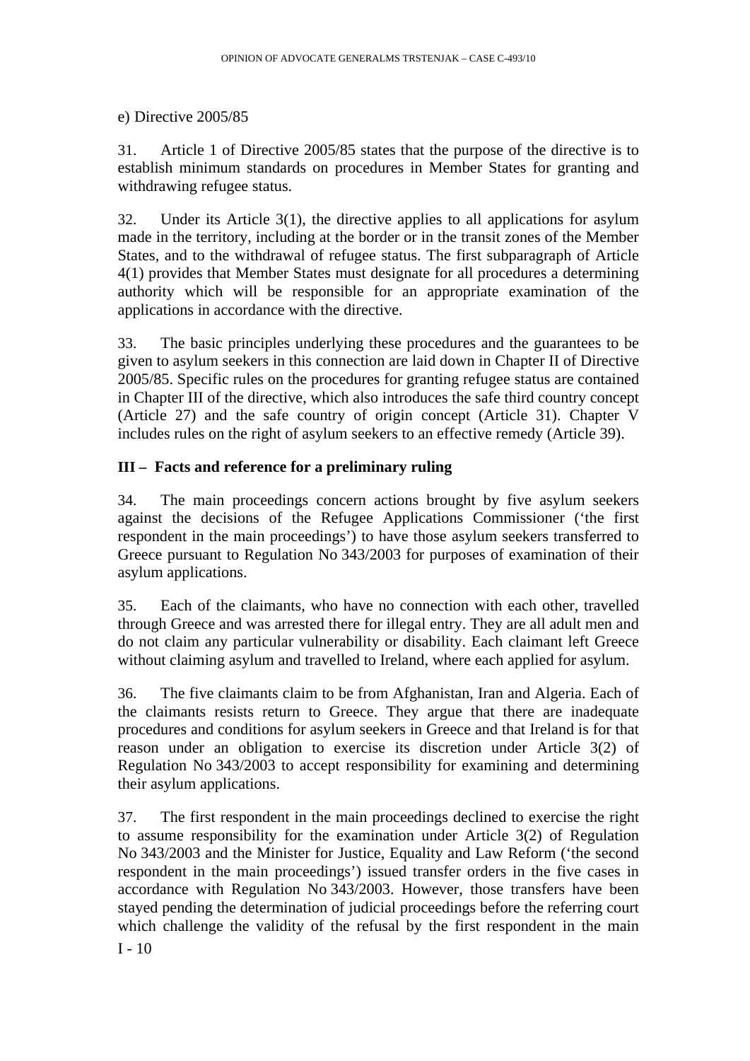e) Directive 2005/85

31. Article 1 of Directive 2005/85 states that the purpose of the directive is to establish minimum standards on procedures in Member States for granting and withdrawing refugee status.

32. Under its Article 3(1), the directive applies to all applications for asylum made in the territory, including at the border or in the transit zones of the Member States, and to the withdrawal of refugee status. The first subparagraph of Article 4(1) provides that Member States must designate for all procedures a determining authority which will be responsible for an appropriate examination of the applications in accordance with the directive.

33. The basic principles underlying these procedures and the guarantees to be given to asylum seekers in this connection are laid down in Chapter II of Directive 2005/85. Specific rules on the procedures for granting refugee status are contained in Chapter III of the directive, which also introduces the safe third country concept (Article 27) and the safe country of origin concept (Article 31). Chapter V includes rules on the right of asylum seekers to an effective remedy (Article 39).

## III – Facts and reference for a preliminary ruling

34. The main proceedings concern actions brought by five asylum seekers against the decisions of the Refugee Applications Commissioner ('the first respondent in the main proceedings') to have those asylum seekers transferred to Greece pursuant to Regulation No 343/2003 for purposes of examination of their asylum applications.

35. Each of the claimants, who have no connection with each other, travelled through Greece and was arrested there for illegal entry. They are all adult men and do not claim any particular vulnerability or disability. Each claimant left Greece without claiming asylum and travelled to Ireland, where each applied for asylum.

36. The five claimants claim to be from Afghanistan, Iran and Algeria. Each of the claimants resists return to Greece. They argue that there are inadequate procedures and conditions for asylum seekers in Greece and that Ireland is for that reason under an obligation to exercise its discretion under Article 3(2) of Regulation No 343/2003 to accept responsibility for examining and determining their asylum applications.

37. The first respondent in the main proceedings declined to exercise the right to assume responsibility for the examination under Article 3(2) of Regulation No 343/2003 and the Minister for Justice, Equality and Law Reform ('the second respondent in the main proceedings') issued transfer orders in the five cases in accordance with Regulation No 343/2003. However, those transfers have been stayed pending the determination of judicial proceedings before the referring court which challenge the validity of the refusal by the first respondent in the main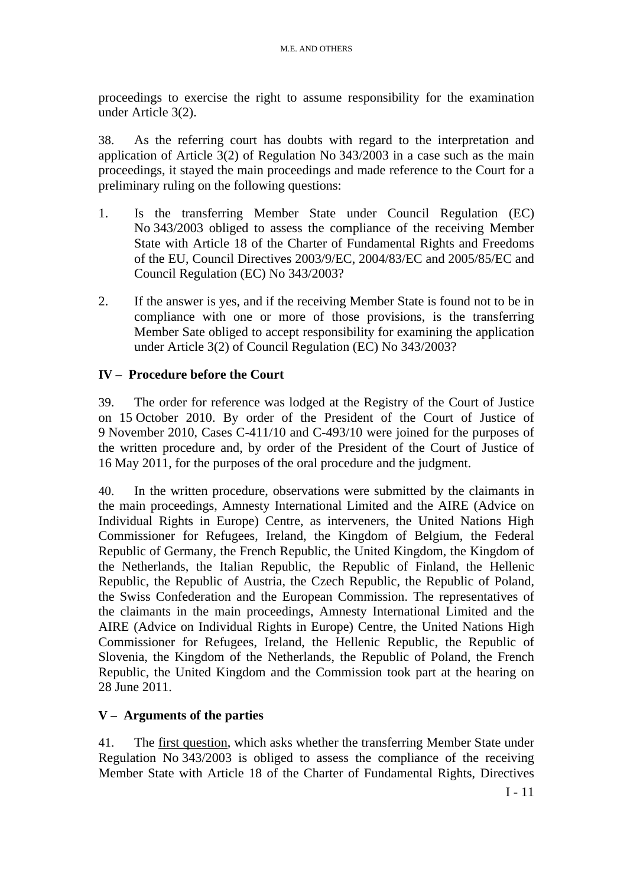proceedings to exercise the right to assume responsibility for the examination under Article 3(2).

38. As the referring court has doubts with regard to the interpretation and application of Article 3(2) of Regulation No 343/2003 in a case such as the main proceedings, it stayed the main proceedings and made reference to the Court for a preliminary ruling on the following questions:

1. Is the transferring Member State under Council Regulation (EC) No 343/2003 obliged to assess the compliance of the receiving Member State with Article 18 of the Charter of Fundamental Rights and Freedoms of the EU, Council Directives 2003/9/EC, 2004/83/EC and 2005/85/EC and Council Regulation (EC) No 343/2003?

2. If the answer is yes, and if the receiving Member State is found not to be in compliance with one or more of those provisions, is the transferring Member Sate obliged to accept responsibility for examining the application under Article 3(2) of Council Regulation (EC) No 343/2003?

## IV – Procedure before the Court

39. The order for reference was lodged at the Registry of the Court of Justice on 15 October 2010. By order of the President of the Court of Justice of 9 November 2010, Cases C-411/10 and C-493/10 were joined for the purposes of the written procedure and, by order of the President of the Court of Justice of 16 May 2011, for the purposes of the oral procedure and the judgment.

40. In the written procedure, observations were submitted by the claimants in the main proceedings, Amnesty International Limited and the AIRE (Advice on Individual Rights in Europe) Centre, as interveners, the United Nations High Commissioner for Refugees, Ireland, the Kingdom of Belgium, the Federal Republic of Germany, the French Republic, the United Kingdom, the Kingdom of the Netherlands, the Italian Republic, the Republic of Finland, the Hellenic Republic, the Republic of Austria, the Czech Republic, the Republic of Poland, the Swiss Confederation and the European Commission. The representatives of the claimants in the main proceedings, Amnesty International Limited and the AIRE (Advice on Individual Rights in Europe) Centre, the United Nations High Commissioner for Refugees, Ireland, the Hellenic Republic, the Republic of Slovenia, the Kingdom of the Netherlands, the Republic of Poland, the French Republic, the United Kingdom and the Commission took part at the hearing on 28 June 2011.

## V – Arguments of the parties

41. The first question, which asks whether the transferring Member State under Regulation No 343/2003 is obliged to assess the compliance of the receiving Member State with Article 18 of the Charter of Fundamental Rights, Directives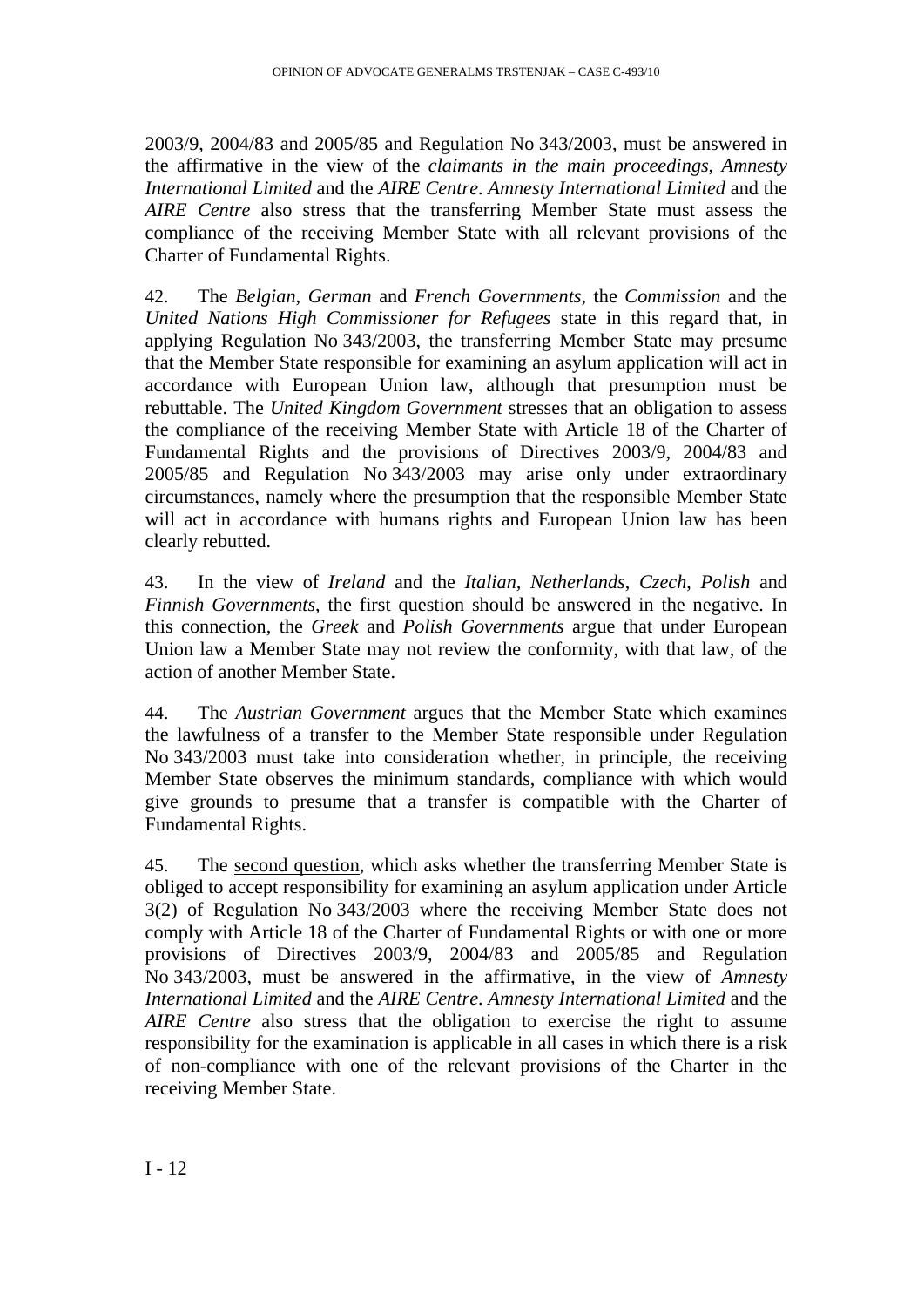2003/9, 2004/83 and 2005/85 and Regulation No 343/2003, must be answered in the affirmative in the view of the *claimants in the main proceedings*, *Amnesty International Limited* and the *AIRE Centre*. *Amnesty International Limited* and the *AIRE Centre* also stress that the transferring Member State must assess the compliance of the receiving Member State with all relevant provisions of the Charter of Fundamental Rights.

42. The *Belgian*, *German* and *French Governments*, the *Commission* and the *United Nations High Commissioner for Refugees* state in this regard that, in applying Regulation No 343/2003, the transferring Member State may presume that the Member State responsible for examining an asylum application will act in accordance with European Union law, although that presumption must be rebuttable. The *United Kingdom Government* stresses that an obligation to assess the compliance of the receiving Member State with Article 18 of the Charter of Fundamental Rights and the provisions of Directives 2003/9, 2004/83 and 2005/85 and Regulation No 343/2003 may arise only under extraordinary circumstances, namely where the presumption that the responsible Member State will act in accordance with humans rights and European Union law has been clearly rebutted.

43. In the view of *Ireland* and the *Italian*, *Netherlands*, *Czech*, *Polish* and *Finnish Governments*, the first question should be answered in the negative. In this connection, the *Greek* and *Polish Governments* argue that under European Union law a Member State may not review the conformity, with that law, of the action of another Member State.

44. The *Austrian Government* argues that the Member State which examines the lawfulness of a transfer to the Member State responsible under Regulation No 343/2003 must take into consideration whether, in principle, the receiving Member State observes the minimum standards, compliance with which would give grounds to presume that a transfer is compatible with the Charter of Fundamental Rights.

45. The <u>second question</u>, which asks whether the transferring Member State is obliged to accept responsibility for examining an asylum application under Article 3(2) of Regulation No 343/2003 where the receiving Member State does not comply with Article 18 of the Charter of Fundamental Rights or with one or more provisions of Directives 2003/9, 2004/83 and 2005/85 and Regulation No 343/2003, must be answered in the affirmative, in the view of *Amnesty International Limited* and the *AIRE Centre*. *Amnesty International Limited* and the *AIRE Centre* also stress that the obligation to exercise the right to assume responsibility for the examination is applicable in all cases in which there is a risk of non-compliance with one of the relevant provisions of the Charter in the receiving Member State.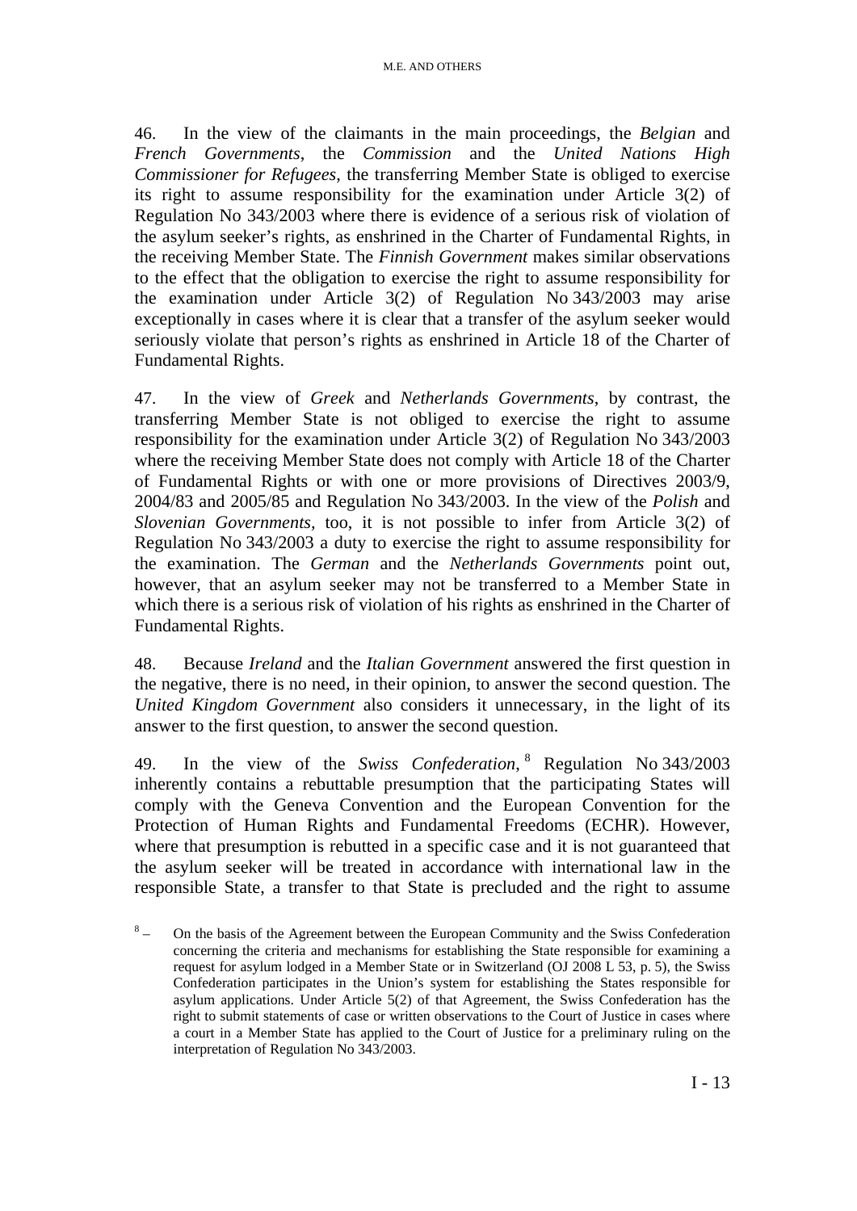46. In the view of the claimants in the main proceedings, the *Belgian* and *French Governments*, the *Commission* and the *United Nations High Commissioner for Refugees*, the transferring Member State is obliged to exercise its right to assume responsibility for the examination under Article 3(2) of Regulation No 343/2003 where there is evidence of a serious risk of violation of the asylum seeker's rights, as enshrined in the Charter of Fundamental Rights, in the receiving Member State. The *Finnish Government* makes similar observations to the effect that the obligation to exercise the right to assume responsibility for the examination under Article 3(2) of Regulation No 343/2003 may arise exceptionally in cases where it is clear that a transfer of the asylum seeker would seriously violate that person's rights as enshrined in Article 18 of the Charter of Fundamental Rights.

47. In the view of *Greek* and *Netherlands Governments*, by contrast, the transferring Member State is not obliged to exercise the right to assume responsibility for the examination under Article 3(2) of Regulation No 343/2003 where the receiving Member State does not comply with Article 18 of the Charter of Fundamental Rights or with one or more provisions of Directives 2003/9, 2004/83 and 2005/85 and Regulation No 343/2003. In the view of the *Polish* and *Slovenian Governments*, too, it is not possible to infer from Article 3(2) of Regulation No 343/2003 a duty to exercise the right to assume responsibility for the examination. The *German* and the *Netherlands Governments* point out, however, that an asylum seeker may not be transferred to a Member State in which there is a serious risk of violation of his rights as enshrined in the Charter of Fundamental Rights.

48. Because *Ireland* and the *Italian Government* answered the first question in the negative, there is no need, in their opinion, to answer the second question. The *United Kingdom Government* also considers it unnecessary, in the light of its answer to the first question, to answer the second question.

49. In the view of the *Swiss Confederation*,[8] Regulation No 343/2003 inherently contains a rebuttable presumption that the participating States will comply with the Geneva Convention and the European Convention for the Protection of Human Rights and Fundamental Freedoms (ECHR). However, where that presumption is rebutted in a specific case and it is not guaranteed that the asylum seeker will be treated in accordance with international law in the responsible State, a transfer to that State is precluded and the right to assume

[8] – On the basis of the Agreement between the European Community and the Swiss Confederation concerning the criteria and mechanisms for establishing the State responsible for examining a request for asylum lodged in a Member State or in Switzerland (OJ 2008 L 53, p. 5), the Swiss Confederation participates in the Union's system for establishing the States responsible for asylum applications. Under Article 5(2) of that Agreement, the Swiss Confederation has the right to submit statements of case or written observations to the Court of Justice in cases where a court in a Member State has applied to the Court of Justice for a preliminary ruling on the interpretation of Regulation No 343/2003.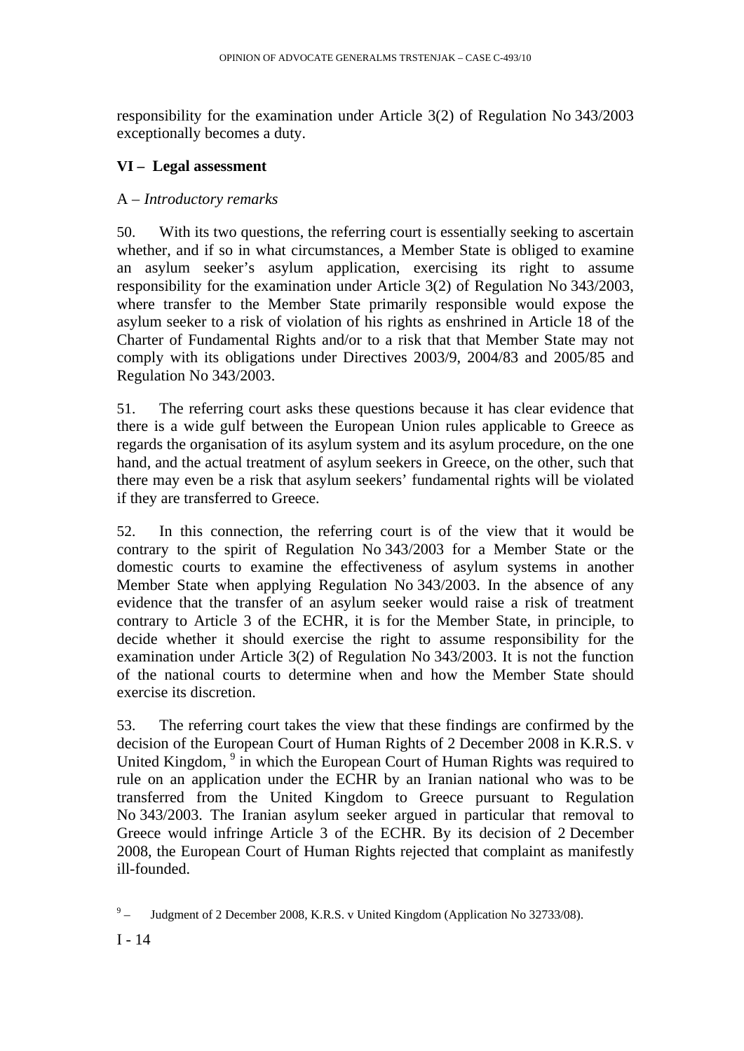responsibility for the examination under Article 3(2) of Regulation No 343/2003 exceptionally becomes a duty.

## VI – Legal assessment

### A – *Introductory remarks*

50. With its two questions, the referring court is essentially seeking to ascertain whether, and if so in what circumstances, a Member State is obliged to examine an asylum seeker's asylum application, exercising its right to assume responsibility for the examination under Article 3(2) of Regulation No 343/2003, where transfer to the Member State primarily responsible would expose the asylum seeker to a risk of violation of his rights as enshrined in Article 18 of the Charter of Fundamental Rights and/or to a risk that that Member State may not comply with its obligations under Directives 2003/9, 2004/83 and 2005/85 and Regulation No 343/2003.

51. The referring court asks these questions because it has clear evidence that there is a wide gulf between the European Union rules applicable to Greece as regards the organisation of its asylum system and its asylum procedure, on the one hand, and the actual treatment of asylum seekers in Greece, on the other, such that there may even be a risk that asylum seekers' fundamental rights will be violated if they are transferred to Greece.

52. In this connection, the referring court is of the view that it would be contrary to the spirit of Regulation No 343/2003 for a Member State or the domestic courts to examine the effectiveness of asylum systems in another Member State when applying Regulation No 343/2003. In the absence of any evidence that the transfer of an asylum seeker would raise a risk of treatment contrary to Article 3 of the ECHR, it is for the Member State, in principle, to decide whether it should exercise the right to assume responsibility for the examination under Article 3(2) of Regulation No 343/2003. It is not the function of the national courts to determine when and how the Member State should exercise its discretion.

53. The referring court takes the view that these findings are confirmed by the decision of the European Court of Human Rights of 2 December 2008 in K.R.S. v United Kingdom, [9] in which the European Court of Human Rights was required to rule on an application under the ECHR by an Iranian national who was to be transferred from the United Kingdom to Greece pursuant to Regulation No 343/2003. The Iranian asylum seeker argued in particular that removal to Greece would infringe Article 3 of the ECHR. By its decision of 2 December 2008, the European Court of Human Rights rejected that complaint as manifestly ill-founded.

[9] – Judgment of 2 December 2008, K.R.S. v United Kingdom (Application No 32733/08).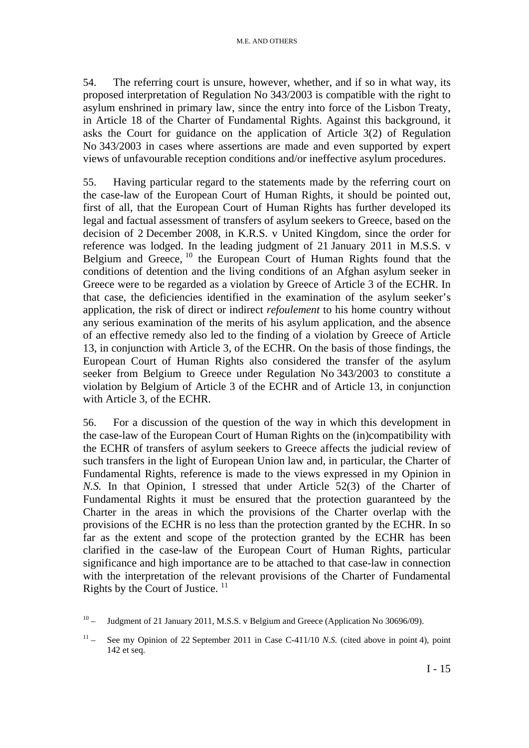54. The referring court is unsure, however, whether, and if so in what way, its proposed interpretation of Regulation No 343/2003 is compatible with the right to asylum enshrined in primary law, since the entry into force of the Lisbon Treaty, in Article 18 of the Charter of Fundamental Rights. Against this background, it asks the Court for guidance on the application of Article 3(2) of Regulation No 343/2003 in cases where assertions are made and even supported by expert views of unfavourable reception conditions and/or ineffective asylum procedures.

55. Having particular regard to the statements made by the referring court on the case-law of the European Court of Human Rights, it should be pointed out, first of all, that the European Court of Human Rights has further developed its legal and factual assessment of transfers of asylum seekers to Greece, based on the decision of 2 December 2008, in K.R.S. v United Kingdom, since the order for reference was lodged. In the leading judgment of 21 January 2011 in M.S.S. v Belgium and Greece, [10] the European Court of Human Rights found that the conditions of detention and the living conditions of an Afghan asylum seeker in Greece were to be regarded as a violation by Greece of Article 3 of the ECHR. In that case, the deficiencies identified in the examination of the asylum seeker's application, the risk of direct or indirect *refoulement* to his home country without any serious examination of the merits of his asylum application, and the absence of an effective remedy also led to the finding of a violation by Greece of Article 13, in conjunction with Article 3, of the ECHR. On the basis of those findings, the European Court of Human Rights also considered the transfer of the asylum seeker from Belgium to Greece under Regulation No 343/2003 to constitute a violation by Belgium of Article 3 of the ECHR and of Article 13, in conjunction with Article 3, of the ECHR.

56. For a discussion of the question of the way in which this development in the case-law of the European Court of Human Rights on the (in)compatibility with the ECHR of transfers of asylum seekers to Greece affects the judicial review of such transfers in the light of European Union law and, in particular, the Charter of Fundamental Rights, reference is made to the views expressed in my Opinion in *N.S.* In that Opinion, I stressed that under Article 52(3) of the Charter of Fundamental Rights it must be ensured that the protection guaranteed by the Charter in the areas in which the provisions of the Charter overlap with the provisions of the ECHR is no less than the protection granted by the ECHR. In so far as the extent and scope of the protection granted by the ECHR has been clarified in the case-law of the European Court of Human Rights, particular significance and high importance are to be attached to that case-law in connection with the interpretation of the relevant provisions of the Charter of Fundamental Rights by the Court of Justice. [11]

[10] – Judgment of 21 January 2011, M.S.S. v Belgium and Greece (Application No 30696/09).

[11] – See my Opinion of 22 September 2011 in Case C-411/10 *N.S.* (cited above in point 4), point 142 et seq.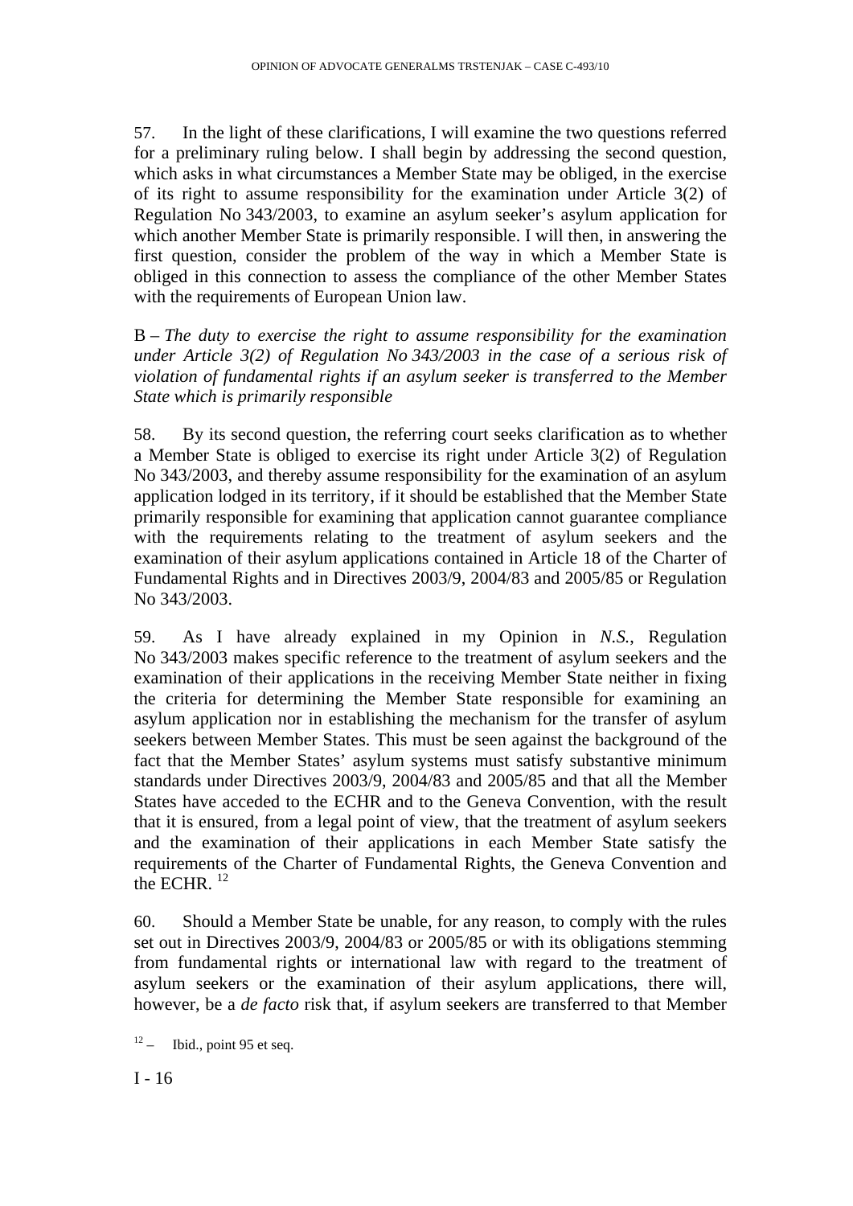57. In the light of these clarifications, I will examine the two questions referred for a preliminary ruling below. I shall begin by addressing the second question, which asks in what circumstances a Member State may be obliged, in the exercise of its right to assume responsibility for the examination under Article 3(2) of Regulation No 343/2003, to examine an asylum seeker's asylum application for which another Member State is primarily responsible. I will then, in answering the first question, consider the problem of the way in which a Member State is obliged in this connection to assess the compliance of the other Member States with the requirements of European Union law.

B – *The duty to exercise the right to assume responsibility for the examination under Article 3(2) of Regulation No 343/2003 in the case of a serious risk of violation of fundamental rights if an asylum seeker is transferred to the Member State which is primarily responsible*

58. By its second question, the referring court seeks clarification as to whether a Member State is obliged to exercise its right under Article 3(2) of Regulation No 343/2003, and thereby assume responsibility for the examination of an asylum application lodged in its territory, if it should be established that the Member State primarily responsible for examining that application cannot guarantee compliance with the requirements relating to the treatment of asylum seekers and the examination of their asylum applications contained in Article 18 of the Charter of Fundamental Rights and in Directives 2003/9, 2004/83 and 2005/85 or Regulation No 343/2003.

59. As I have already explained in my Opinion in *N.S.*, Regulation No 343/2003 makes specific reference to the treatment of asylum seekers and the examination of their applications in the receiving Member State neither in fixing the criteria for determining the Member State responsible for examining an asylum application nor in establishing the mechanism for the transfer of asylum seekers between Member States. This must be seen against the background of the fact that the Member States' asylum systems must satisfy substantive minimum standards under Directives 2003/9, 2004/83 and 2005/85 and that all the Member States have acceded to the ECHR and to the Geneva Convention, with the result that it is ensured, from a legal point of view, that the treatment of asylum seekers and the examination of their applications in each Member State satisfy the requirements of the Charter of Fundamental Rights, the Geneva Convention and the ECHR. [12]

60. Should a Member State be unable, for any reason, to comply with the rules set out in Directives 2003/9, 2004/83 or 2005/85 or with its obligations stemming from fundamental rights or international law with regard to the treatment of asylum seekers or the examination of their asylum applications, there will, however, be a *de facto* risk that, if asylum seekers are transferred to that Member

[12] – Ibid., point 95 et seq.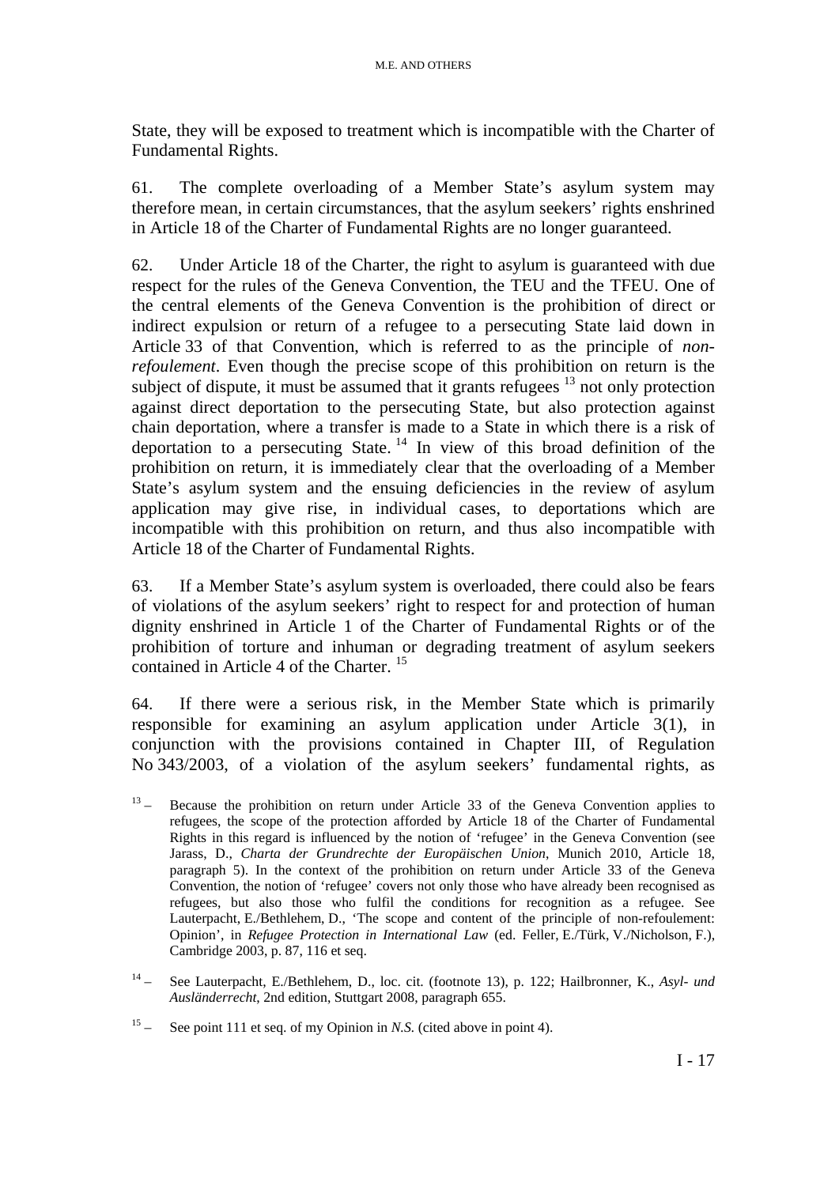State, they will be exposed to treatment which is incompatible with the Charter of Fundamental Rights.

61. The complete overloading of a Member State's asylum system may therefore mean, in certain circumstances, that the asylum seekers' rights enshrined in Article 18 of the Charter of Fundamental Rights are no longer guaranteed.

62. Under Article 18 of the Charter, the right to asylum is guaranteed with due respect for the rules of the Geneva Convention, the TEU and the TFEU. One of the central elements of the Geneva Convention is the prohibition of direct or indirect expulsion or return of a refugee to a persecuting State laid down in Article 33 of that Convention, which is referred to as the principle of *non-refoulement*. Even though the precise scope of this prohibition on return is the subject of dispute, it must be assumed that it grants refugees [13] not only protection against direct deportation to the persecuting State, but also protection against chain deportation, where a transfer is made to a State in which there is a risk of deportation to a persecuting State. [14] In view of this broad definition of the prohibition on return, it is immediately clear that the overloading of a Member State's asylum system and the ensuing deficiencies in the review of asylum application may give rise, in individual cases, to deportations which are incompatible with this prohibition on return, and thus also incompatible with Article 18 of the Charter of Fundamental Rights.

63. If a Member State's asylum system is overloaded, there could also be fears of violations of the asylum seekers' right to respect for and protection of human dignity enshrined in Article 1 of the Charter of Fundamental Rights or of the prohibition of torture and inhuman or degrading treatment of asylum seekers contained in Article 4 of the Charter. [15]

64. If there were a serious risk, in the Member State which is primarily responsible for examining an asylum application under Article 3(1), in conjunction with the provisions contained in Chapter III, of Regulation No 343/2003, of a violation of the asylum seekers' fundamental rights, as

---

[13] – Because the prohibition on return under Article 33 of the Geneva Convention applies to refugees, the scope of the protection afforded by Article 18 of the Charter of Fundamental Rights in this regard is influenced by the notion of 'refugee' in the Geneva Convention (see Jarass, D., *Charta der Grundrechte der Europäischen Union*, Munich 2010, Article 18, paragraph 5). In the context of the prohibition on return under Article 33 of the Geneva Convention, the notion of 'refugee' covers not only those who have already been recognised as refugees, but also those who fulfil the conditions for recognition as a refugee. See Lauterpacht, E./Bethlehem, D., 'The scope and content of the principle of non-refoulement: Opinion', in *Refugee Protection in International Law* (ed. Feller, E./Türk, V./Nicholson, F.), Cambridge 2003, p. 87, 116 et seq.

[14] – See Lauterpacht, E./Bethlehem, D., loc. cit. (footnote 13), p. 122; Hailbronner, K., *Asyl- und Ausländerrecht*, 2nd edition, Stuttgart 2008, paragraph 655.

[15] – See point 111 et seq. of my Opinion in *N.S.* (cited above in point 4).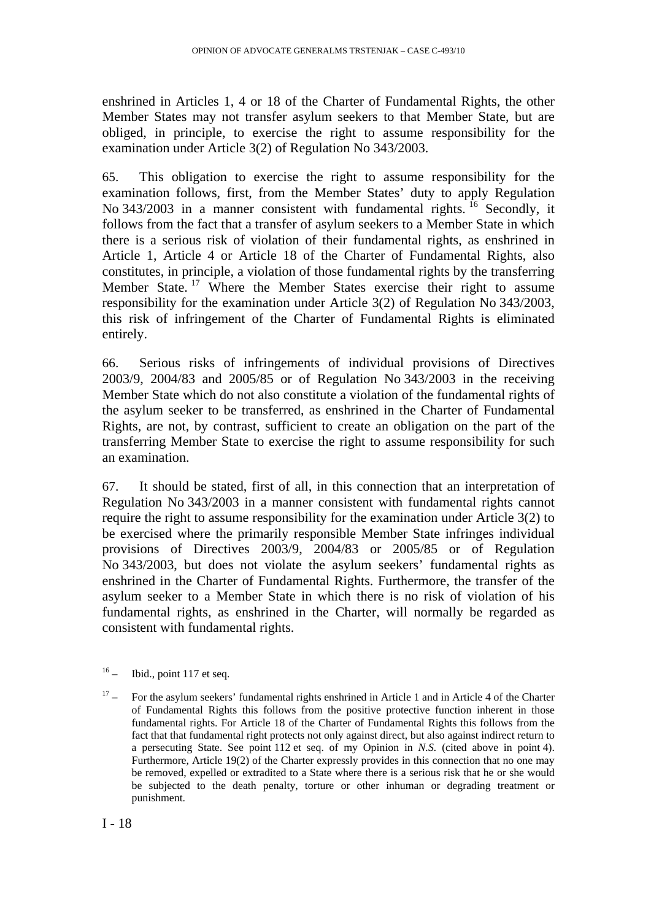enshrined in Articles 1, 4 or 18 of the Charter of Fundamental Rights, the other Member States may not transfer asylum seekers to that Member State, but are obliged, in principle, to exercise the right to assume responsibility for the examination under Article 3(2) of Regulation No 343/2003.

65. This obligation to exercise the right to assume responsibility for the examination follows, first, from the Member States' duty to apply Regulation No 343/2003 in a manner consistent with fundamental rights. [16] Secondly, it follows from the fact that a transfer of asylum seekers to a Member State in which there is a serious risk of violation of their fundamental rights, as enshrined in Article 1, Article 4 or Article 18 of the Charter of Fundamental Rights, also constitutes, in principle, a violation of those fundamental rights by the transferring Member State. [17] Where the Member States exercise their right to assume responsibility for the examination under Article 3(2) of Regulation No 343/2003, this risk of infringement of the Charter of Fundamental Rights is eliminated entirely.

66. Serious risks of infringements of individual provisions of Directives 2003/9, 2004/83 and 2005/85 or of Regulation No 343/2003 in the receiving Member State which do not also constitute a violation of the fundamental rights of the asylum seeker to be transferred, as enshrined in the Charter of Fundamental Rights, are not, by contrast, sufficient to create an obligation on the part of the transferring Member State to exercise the right to assume responsibility for such an examination.

67. It should be stated, first of all, in this connection that an interpretation of Regulation No 343/2003 in a manner consistent with fundamental rights cannot require the right to assume responsibility for the examination under Article 3(2) to be exercised where the primarily responsible Member State infringes individual provisions of Directives 2003/9, 2004/83 or 2005/85 or of Regulation No 343/2003, but does not violate the asylum seekers' fundamental rights as enshrined in the Charter of Fundamental Rights. Furthermore, the transfer of the asylum seeker to a Member State in which there is no risk of violation of his fundamental rights, as enshrined in the Charter, will normally be regarded as consistent with fundamental rights.

---

[16] – Ibid., point 117 et seq.

[17] – For the asylum seekers' fundamental rights enshrined in Article 1 and in Article 4 of the Charter of Fundamental Rights this follows from the positive protective function inherent in those fundamental rights. For Article 18 of the Charter of Fundamental Rights this follows from the fact that that fundamental right protects not only against direct, but also against indirect return to a persecuting State. See point 112 et seq. of my Opinion in *N.S.* (cited above in point 4). Furthermore, Article 19(2) of the Charter expressly provides in this connection that no one may be removed, expelled or extradited to a State where there is a serious risk that he or she would be subjected to the death penalty, torture or other inhuman or degrading treatment or punishment.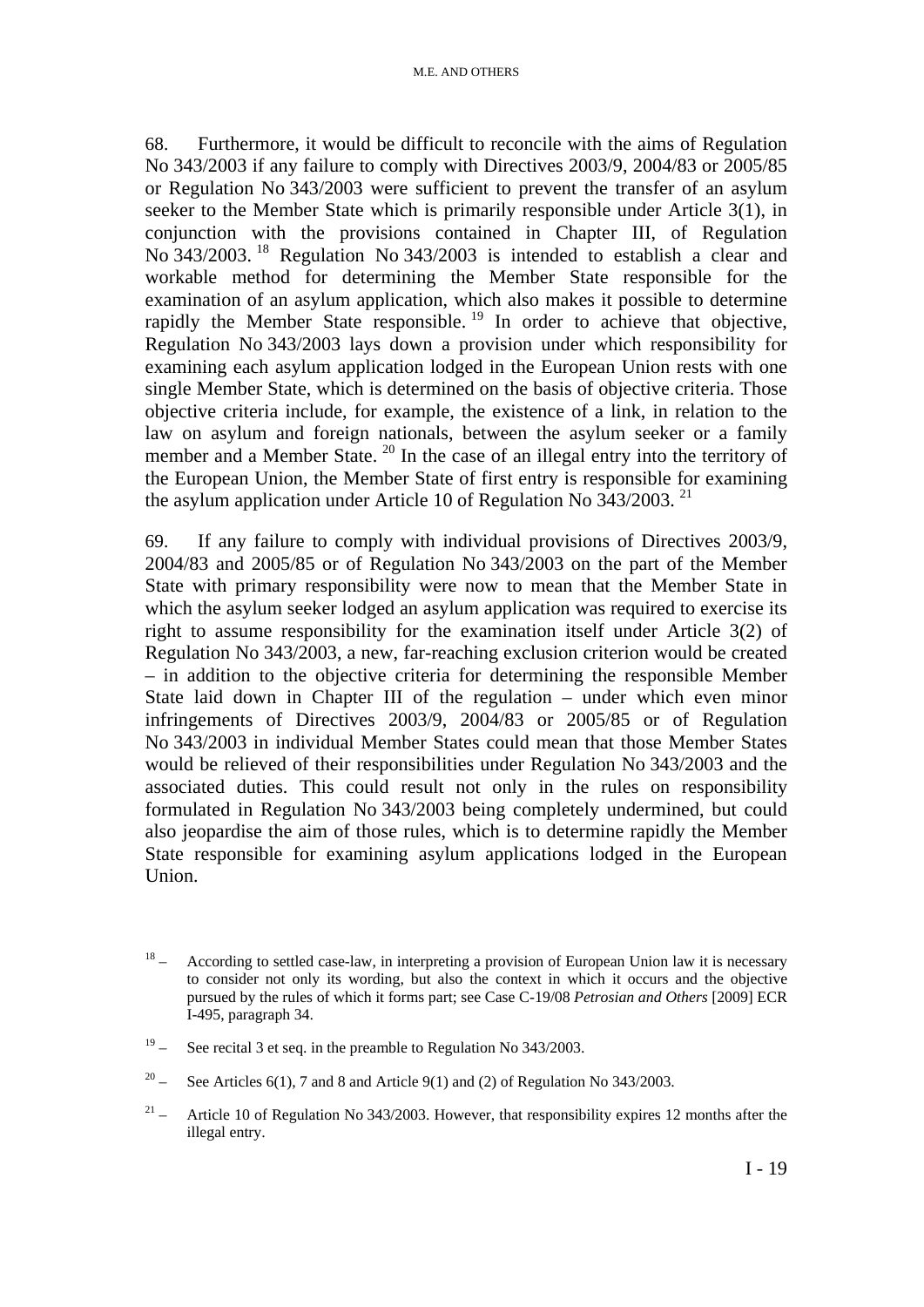68. Furthermore, it would be difficult to reconcile with the aims of Regulation No 343/2003 if any failure to comply with Directives 2003/9, 2004/83 or 2005/85 or Regulation No 343/2003 were sufficient to prevent the transfer of an asylum seeker to the Member State which is primarily responsible under Article 3(1), in conjunction with the provisions contained in Chapter III, of Regulation No 343/2003. [18] Regulation No 343/2003 is intended to establish a clear and workable method for determining the Member State responsible for the examination of an asylum application, which also makes it possible to determine rapidly the Member State responsible. [19] In order to achieve that objective, Regulation No 343/2003 lays down a provision under which responsibility for examining each asylum application lodged in the European Union rests with one single Member State, which is determined on the basis of objective criteria. Those objective criteria include, for example, the existence of a link, in relation to the law on asylum and foreign nationals, between the asylum seeker or a family member and a Member State. [20] In the case of an illegal entry into the territory of the European Union, the Member State of first entry is responsible for examining the asylum application under Article 10 of Regulation No 343/2003. [21]

69. If any failure to comply with individual provisions of Directives 2003/9, 2004/83 and 2005/85 or of Regulation No 343/2003 on the part of the Member State with primary responsibility were now to mean that the Member State in which the asylum seeker lodged an asylum application was required to exercise its right to assume responsibility for the examination itself under Article 3(2) of Regulation No 343/2003, a new, far-reaching exclusion criterion would be created – in addition to the objective criteria for determining the responsible Member State laid down in Chapter III of the regulation – under which even minor infringements of Directives 2003/9, 2004/83 or 2005/85 or of Regulation No 343/2003 in individual Member States could mean that those Member States would be relieved of their responsibilities under Regulation No 343/2003 and the associated duties. This could result not only in the rules on responsibility formulated in Regulation No 343/2003 being completely undermined, but could also jeopardise the aim of those rules, which is to determine rapidly the Member State responsible for examining asylum applications lodged in the European Union.

---

[18] – According to settled case-law, in interpreting a provision of European Union law it is necessary to consider not only its wording, but also the context in which it occurs and the objective pursued by the rules of which it forms part; see Case C-19/08 *Petrosian and Others* [2009] ECR I-495, paragraph 34.

[19] – See recital 3 et seq. in the preamble to Regulation No 343/2003.

[20] – See Articles 6(1), 7 and 8 and Article 9(1) and (2) of Regulation No 343/2003.

[21] – Article 10 of Regulation No 343/2003. However, that responsibility expires 12 months after the illegal entry.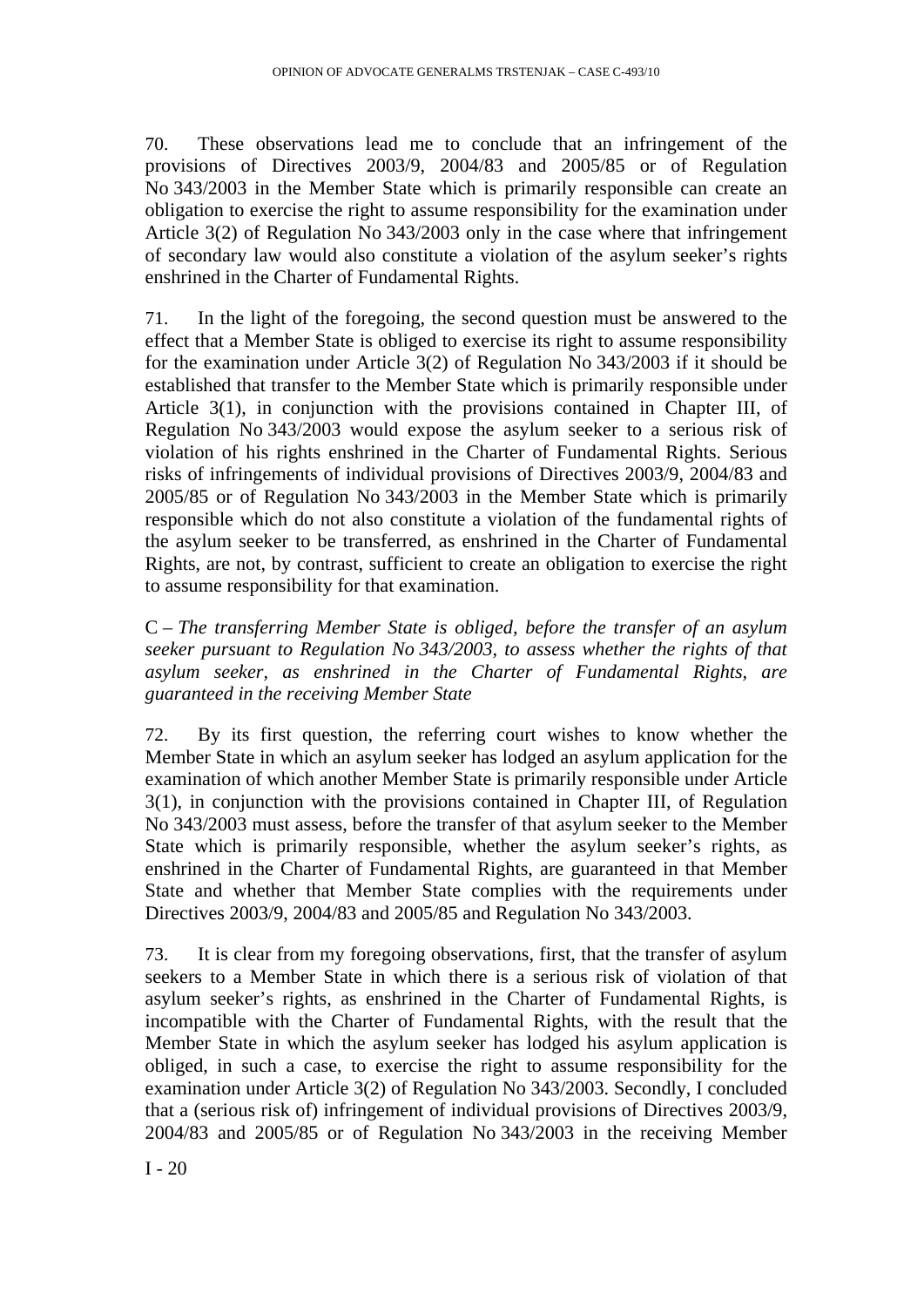70. These observations lead me to conclude that an infringement of the provisions of Directives 2003/9, 2004/83 and 2005/85 or of Regulation No 343/2003 in the Member State which is primarily responsible can create an obligation to exercise the right to assume responsibility for the examination under Article 3(2) of Regulation No 343/2003 only in the case where that infringement of secondary law would also constitute a violation of the asylum seeker's rights enshrined in the Charter of Fundamental Rights.

71. In the light of the foregoing, the second question must be answered to the effect that a Member State is obliged to exercise its right to assume responsibility for the examination under Article 3(2) of Regulation No 343/2003 if it should be established that transfer to the Member State which is primarily responsible under Article 3(1), in conjunction with the provisions contained in Chapter III, of Regulation No 343/2003 would expose the asylum seeker to a serious risk of violation of his rights enshrined in the Charter of Fundamental Rights. Serious risks of infringements of individual provisions of Directives 2003/9, 2004/83 and 2005/85 or of Regulation No 343/2003 in the Member State which is primarily responsible which do not also constitute a violation of the fundamental rights of the asylum seeker to be transferred, as enshrined in the Charter of Fundamental Rights, are not, by contrast, sufficient to create an obligation to exercise the right to assume responsibility for that examination.

C – *The transferring Member State is obliged, before the transfer of an asylum seeker pursuant to Regulation No 343/2003, to assess whether the rights of that asylum seeker, as enshrined in the Charter of Fundamental Rights, are guaranteed in the receiving Member State*

72. By its first question, the referring court wishes to know whether the Member State in which an asylum seeker has lodged an asylum application for the examination of which another Member State is primarily responsible under Article 3(1), in conjunction with the provisions contained in Chapter III, of Regulation No 343/2003 must assess, before the transfer of that asylum seeker to the Member State which is primarily responsible, whether the asylum seeker's rights, as enshrined in the Charter of Fundamental Rights, are guaranteed in that Member State and whether that Member State complies with the requirements under Directives 2003/9, 2004/83 and 2005/85 and Regulation No 343/2003.

73. It is clear from my foregoing observations, first, that the transfer of asylum seekers to a Member State in which there is a serious risk of violation of that asylum seeker's rights, as enshrined in the Charter of Fundamental Rights, is incompatible with the Charter of Fundamental Rights, with the result that the Member State in which the asylum seeker has lodged his asylum application is obliged, in such a case, to exercise the right to assume responsibility for the examination under Article 3(2) of Regulation No 343/2003. Secondly, I concluded that a (serious risk of) infringement of individual provisions of Directives 2003/9, 2004/83 and 2005/85 or of Regulation No 343/2003 in the receiving Member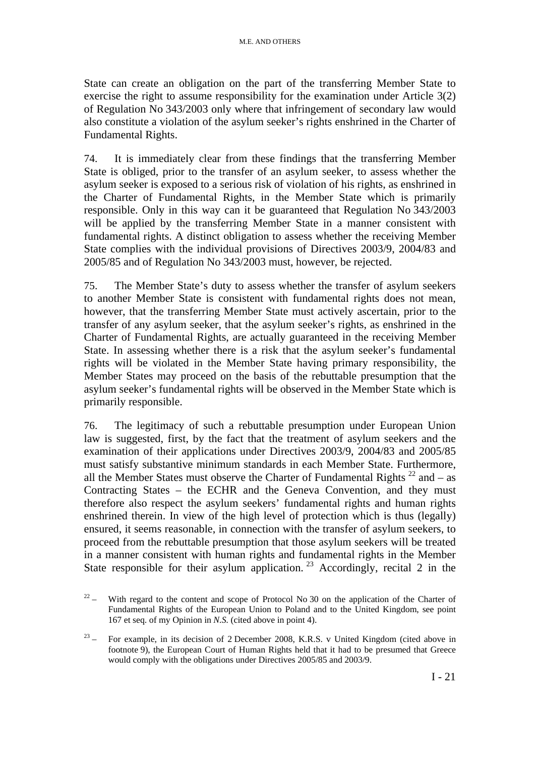State can create an obligation on the part of the transferring Member State to exercise the right to assume responsibility for the examination under Article 3(2) of Regulation No 343/2003 only where that infringement of secondary law would also constitute a violation of the asylum seeker's rights enshrined in the Charter of Fundamental Rights.

74. It is immediately clear from these findings that the transferring Member State is obliged, prior to the transfer of an asylum seeker, to assess whether the asylum seeker is exposed to a serious risk of violation of his rights, as enshrined in the Charter of Fundamental Rights, in the Member State which is primarily responsible. Only in this way can it be guaranteed that Regulation No 343/2003 will be applied by the transferring Member State in a manner consistent with fundamental rights. A distinct obligation to assess whether the receiving Member State complies with the individual provisions of Directives 2003/9, 2004/83 and 2005/85 and of Regulation No 343/2003 must, however, be rejected.

75. The Member State's duty to assess whether the transfer of asylum seekers to another Member State is consistent with fundamental rights does not mean, however, that the transferring Member State must actively ascertain, prior to the transfer of any asylum seeker, that the asylum seeker's rights, as enshrined in the Charter of Fundamental Rights, are actually guaranteed in the receiving Member State. In assessing whether there is a risk that the asylum seeker's fundamental rights will be violated in the Member State having primary responsibility, the Member States may proceed on the basis of the rebuttable presumption that the asylum seeker's fundamental rights will be observed in the Member State which is primarily responsible.

76. The legitimacy of such a rebuttable presumption under European Union law is suggested, first, by the fact that the treatment of asylum seekers and the examination of their applications under Directives 2003/9, 2004/83 and 2005/85 must satisfy substantive minimum standards in each Member State. Furthermore, all the Member States must observe the Charter of Fundamental Rights [22] and – as Contracting States – the ECHR and the Geneva Convention, and they must therefore also respect the asylum seekers' fundamental rights and human rights enshrined therein. In view of the high level of protection which is thus (legally) ensured, it seems reasonable, in connection with the transfer of asylum seekers, to proceed from the rebuttable presumption that those asylum seekers will be treated in a manner consistent with human rights and fundamental rights in the Member State responsible for their asylum application. [23] Accordingly, recital 2 in the

---

[22] – With regard to the content and scope of Protocol No 30 on the application of the Charter of Fundamental Rights of the European Union to Poland and to the United Kingdom, see point 167 et seq. of my Opinion in *N.S.* (cited above in point 4).

[23] – For example, in its decision of 2 December 2008, K.R.S. v United Kingdom (cited above in footnote 9), the European Court of Human Rights held that it had to be presumed that Greece would comply with the obligations under Directives 2005/85 and 2003/9.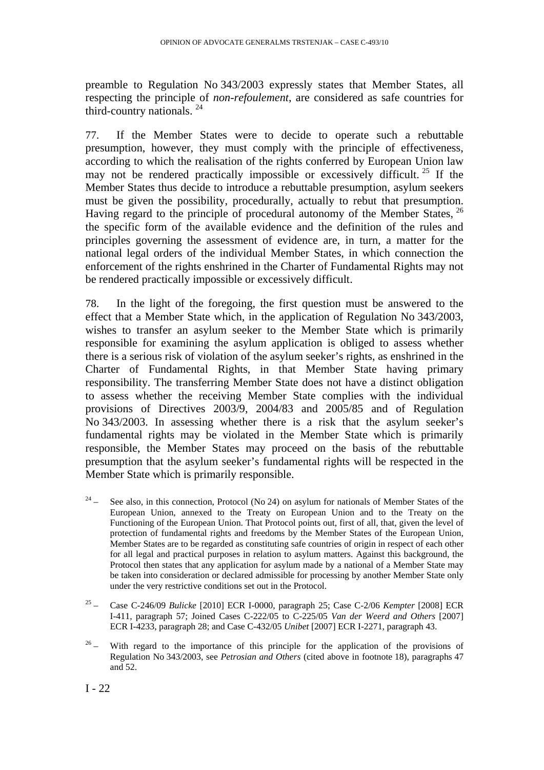preamble to Regulation No 343/2003 expressly states that Member States, all respecting the principle of *non-refoulement*, are considered as safe countries for third-country nationals. [24]

77. If the Member States were to decide to operate such a rebuttable presumption, however, they must comply with the principle of effectiveness, according to which the realisation of the rights conferred by European Union law may not be rendered practically impossible or excessively difficult. [25] If the Member States thus decide to introduce a rebuttable presumption, asylum seekers must be given the possibility, procedurally, actually to rebut that presumption. Having regard to the principle of procedural autonomy of the Member States, [26] the specific form of the available evidence and the definition of the rules and principles governing the assessment of evidence are, in turn, a matter for the national legal orders of the individual Member States, in which connection the enforcement of the rights enshrined in the Charter of Fundamental Rights may not be rendered practically impossible or excessively difficult.

78. In the light of the foregoing, the first question must be answered to the effect that a Member State which, in the application of Regulation No 343/2003, wishes to transfer an asylum seeker to the Member State which is primarily responsible for examining the asylum application is obliged to assess whether there is a serious risk of violation of the asylum seeker's rights, as enshrined in the Charter of Fundamental Rights, in that Member State having primary responsibility. The transferring Member State does not have a distinct obligation to assess whether the receiving Member State complies with the individual provisions of Directives 2003/9, 2004/83 and 2005/85 and of Regulation No 343/2003. In assessing whether there is a risk that the asylum seeker's fundamental rights may be violated in the Member State which is primarily responsible, the Member States may proceed on the basis of the rebuttable presumption that the asylum seeker's fundamental rights will be respected in the Member State which is primarily responsible.

[24] – See also, in this connection, Protocol (No 24) on asylum for nationals of Member States of the European Union, annexed to the Treaty on European Union and to the Treaty on the Functioning of the European Union. That Protocol points out, first of all, that, given the level of protection of fundamental rights and freedoms by the Member States of the European Union, Member States are to be regarded as constituting safe countries of origin in respect of each other for all legal and practical purposes in relation to asylum matters. Against this background, the Protocol then states that any application for asylum made by a national of a Member State may be taken into consideration or declared admissible for processing by another Member State only under the very restrictive conditions set out in the Protocol.

[25] – Case C-246/09 *Bulicke* [2010] ECR I-0000, paragraph 25; Case C-2/06 *Kempter* [2008] ECR I-411, paragraph 57; Joined Cases C-222/05 to C-225/05 *Van der Weerd and Others* [2007] ECR I-4233, paragraph 28; and Case C-432/05 *Unibet* [2007] ECR I-2271, paragraph 43.

[26] – With regard to the importance of this principle for the application of the provisions of Regulation No 343/2003, see *Petrosian and Others* (cited above in footnote 18), paragraphs 47 and 52.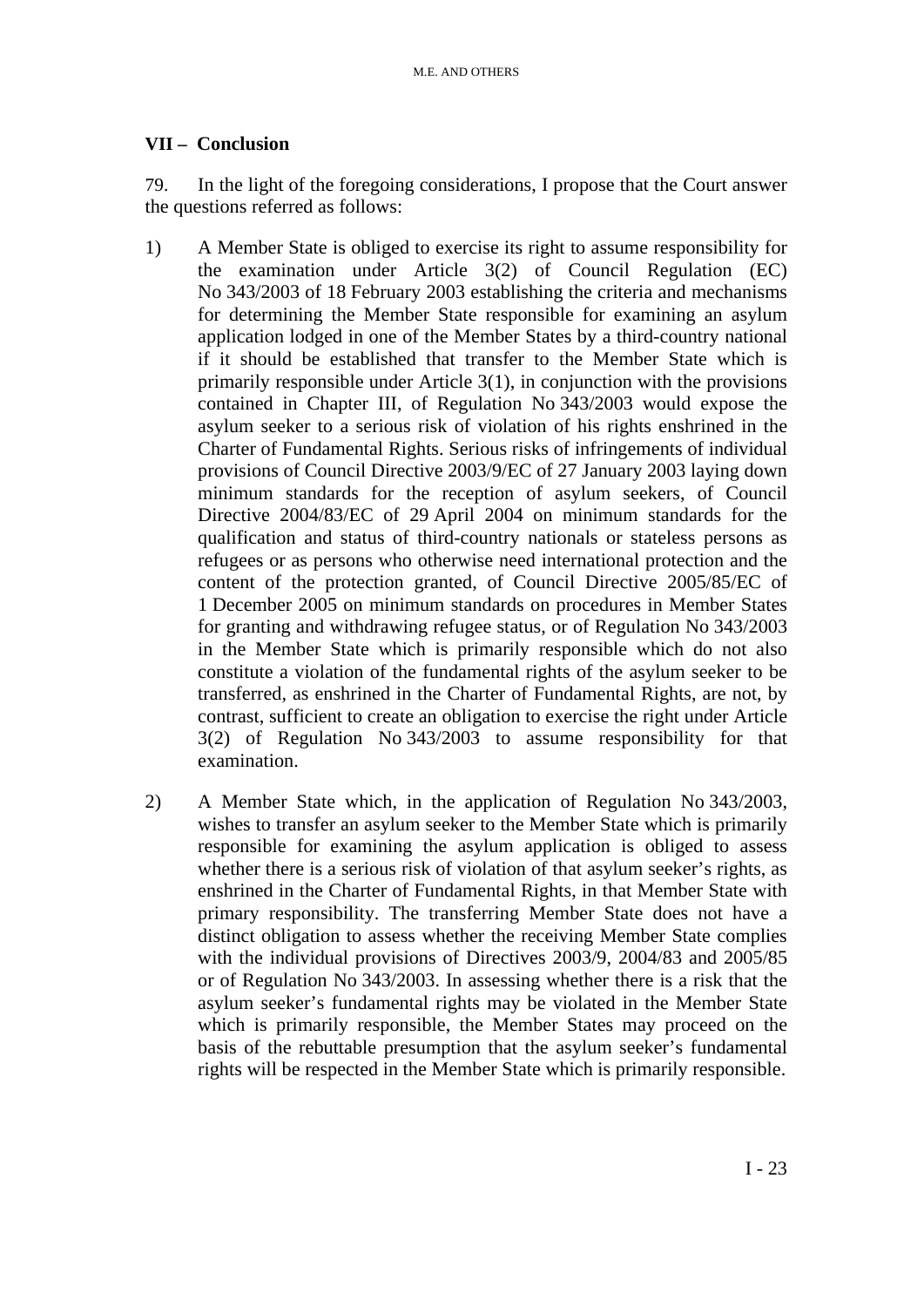## VII – Conclusion

79. In the light of the foregoing considerations, I propose that the Court answer the questions referred as follows:

1) A Member State is obliged to exercise its right to assume responsibility for the examination under Article 3(2) of Council Regulation (EC) No 343/2003 of 18 February 2003 establishing the criteria and mechanisms for determining the Member State responsible for examining an asylum application lodged in one of the Member States by a third-country national if it should be established that transfer to the Member State which is primarily responsible under Article 3(1), in conjunction with the provisions contained in Chapter III, of Regulation No 343/2003 would expose the asylum seeker to a serious risk of violation of his rights enshrined in the Charter of Fundamental Rights. Serious risks of infringements of individual provisions of Council Directive 2003/9/EC of 27 January 2003 laying down minimum standards for the reception of asylum seekers, of Council Directive 2004/83/EC of 29 April 2004 on minimum standards for the qualification and status of third-country nationals or stateless persons as refugees or as persons who otherwise need international protection and the content of the protection granted, of Council Directive 2005/85/EC of 1 December 2005 on minimum standards on procedures in Member States for granting and withdrawing refugee status, or of Regulation No 343/2003 in the Member State which is primarily responsible which do not also constitute a violation of the fundamental rights of the asylum seeker to be transferred, as enshrined in the Charter of Fundamental Rights, are not, by contrast, sufficient to create an obligation to exercise the right under Article 3(2) of Regulation No 343/2003 to assume responsibility for that examination.

2) A Member State which, in the application of Regulation No 343/2003, wishes to transfer an asylum seeker to the Member State which is primarily responsible for examining the asylum application is obliged to assess whether there is a serious risk of violation of that asylum seeker's rights, as enshrined in the Charter of Fundamental Rights, in that Member State with primary responsibility. The transferring Member State does not have a distinct obligation to assess whether the receiving Member State complies with the individual provisions of Directives 2003/9, 2004/83 and 2005/85 or of Regulation No 343/2003. In assessing whether there is a risk that the asylum seeker's fundamental rights may be violated in the Member State which is primarily responsible, the Member States may proceed on the basis of the rebuttable presumption that the asylum seeker's fundamental rights will be respected in the Member State which is primarily responsible.